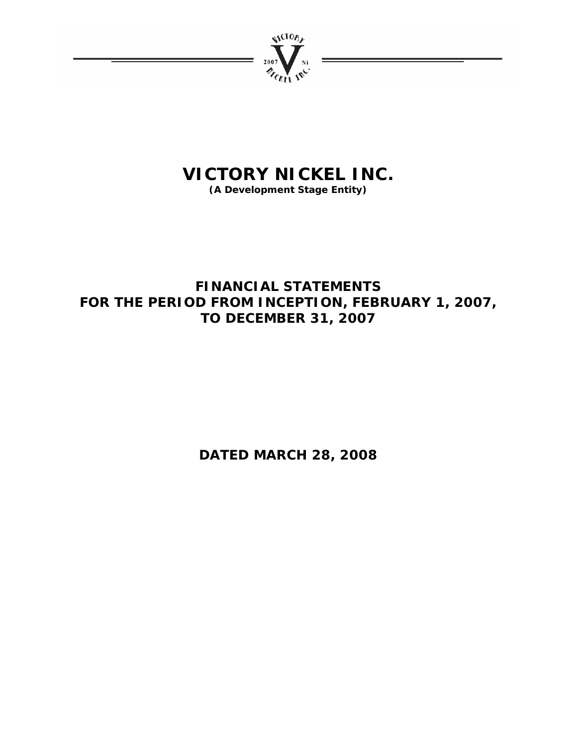# VICTORY NICKEL INC.

**(A Development Stage Entity)**

## FINANCIAL STATEMENTS FOR THE PERIOD FROM INCEPTION, FEBRUARY 1, 2007, TO DECEMBER 31, 2007

**DATED MARCH 28, 2008**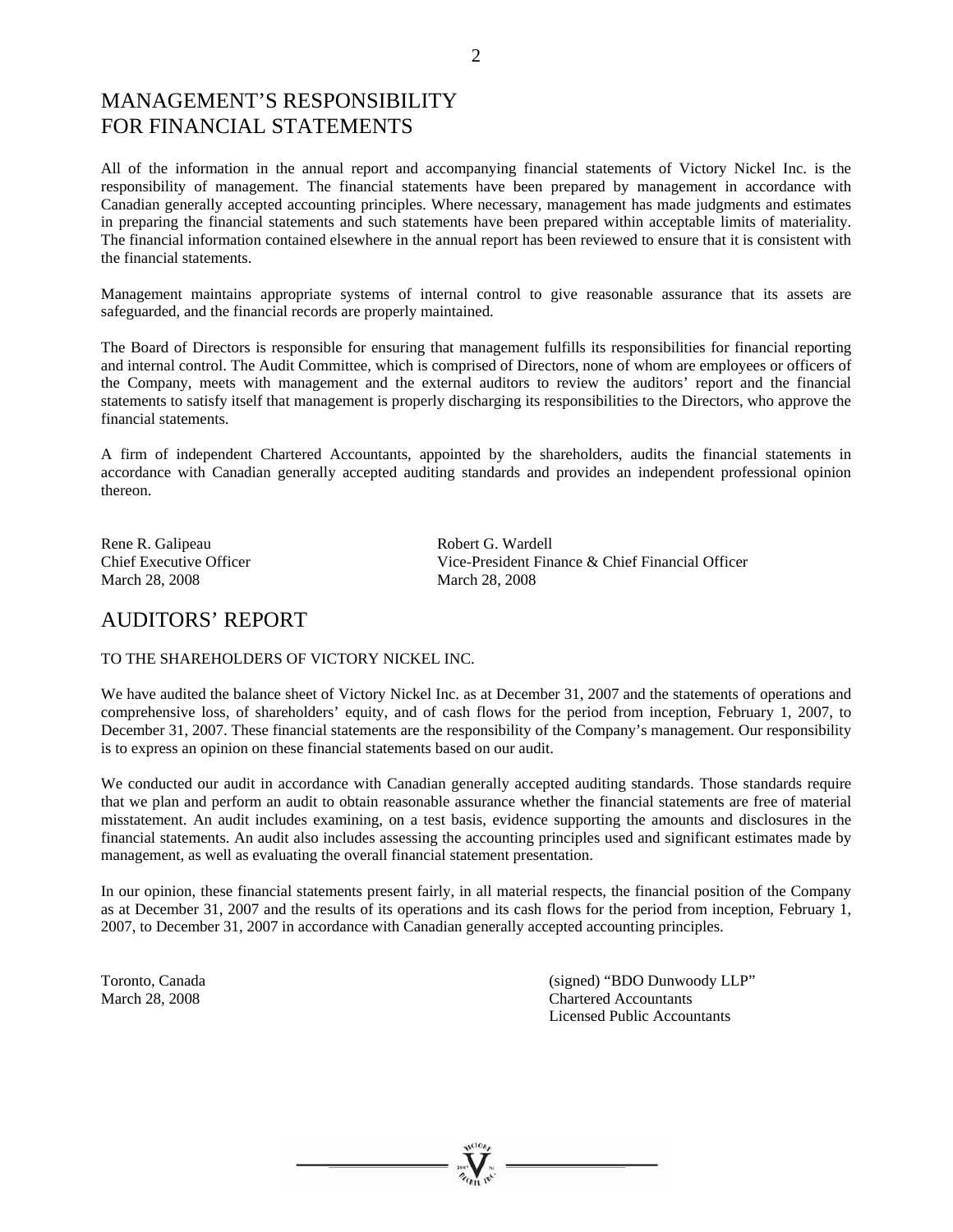# MANAGEMENT'S RESPONSIBILITY FOR FINANCIAL STATEMENTS

All of the information in the annual report and accompanying financial statements of Victory Nickel Inc. is the responsibility of management. The financial statements have been prepared by management in accordance with Canadian generally accepted accounting principles. Where necessary, management has made judgments and estimates in preparing the financial statements and such statements have been prepared within acceptable limits of materiality. The financial information contained elsewhere in the annual report has been reviewed to ensure that it is consistent with the financial statements.

Management maintains appropriate systems of internal control to give reasonable assurance that its assets are safeguarded, and the financial records are properly maintained.

The Board of Directors is responsible for ensuring that management fulfills its responsibilities for financial reporting and internal control. The Audit Committee, which is comprised of Directors, none of whom are employees or officers of the Company, meets with management and the external auditors to review the auditors' report and the financial statements to satisfy itself that management is properly discharging its responsibilities to the Directors, who approve the financial statements.

A firm of independent Chartered Accountants, appointed by the shareholders, audits the financial statements in accordance with Canadian generally accepted auditing standards and provides an independent professional opinion thereon.

Rene R. Galipeau
Chief Executive Officer
March 28, 2008

Robert G. Wardell
Vice-President Finance & Chief Financial Officer
March 28, 2008

# AUDITORS' REPORT

TO THE SHAREHOLDERS OF VICTORY NICKEL INC.

We have audited the balance sheet of Victory Nickel Inc. as at December 31, 2007 and the statements of operations and comprehensive loss, of shareholders' equity, and of cash flows for the period from inception, February 1, 2007, to December 31, 2007. These financial statements are the responsibility of the Company's management. Our responsibility is to express an opinion on these financial statements based on our audit.

We conducted our audit in accordance with Canadian generally accepted auditing standards. Those standards require that we plan and perform an audit to obtain reasonable assurance whether the financial statements are free of material misstatement. An audit includes examining, on a test basis, evidence supporting the amounts and disclosures in the financial statements. An audit also includes assessing the accounting principles used and significant estimates made by management, as well as evaluating the overall financial statement presentation.

In our opinion, these financial statements present fairly, in all material respects, the financial position of the Company as at December 31, 2007 and the results of its operations and its cash flows for the period from inception, February 1, 2007, to December 31, 2007 in accordance with Canadian generally accepted accounting principles.

Toronto, Canada
March 28, 2008

(signed) "BDO Dunwoody LLP"
Chartered Accountants
Licensed Public Accountants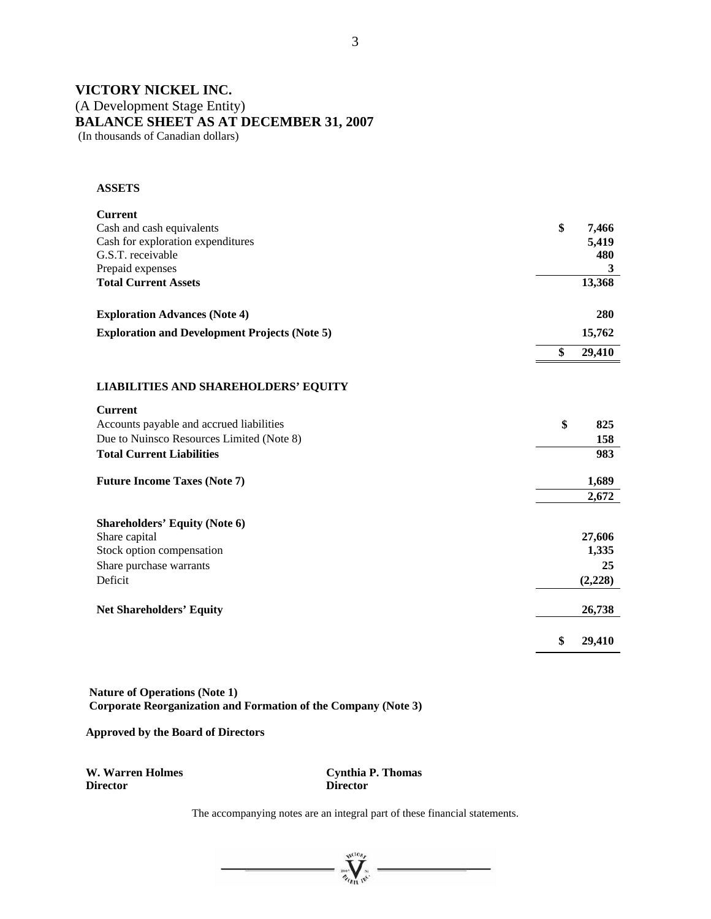# VICTORY NICKEL INC.

(A Development Stage Entity)

## BALANCE SHEET AS AT DECEMBER 31, 2007

(In thousands of Canadian dollars)

| | |
|---|---|
| **ASSETS** | |
| **Current** | |
| Cash and cash equivalents | **$ 7,466** |
| Cash for exploration expenditures | **5,419** |
| G.S.T. receivable | **480** |
| Prepaid expenses | **3** |
| **Total Current Assets** | **13,368** |
| **Exploration Advances (Note 4)** | **280** |
| **Exploration and Development Projects (Note 5)** | **15,762** |
| | **$ 29,410** |
| **LIABILITIES AND SHAREHOLDERS' EQUITY** | |
| **Current** | |
| Accounts payable and accrued liabilities | **$ 825** |
| Due to Nuinsco Resources Limited (Note 8) | **158** |
| **Total Current Liabilities** | **983** |
| **Future Income Taxes (Note 7)** | **1,689** |
| | **2,672** |
| **Shareholders' Equity (Note 6)** | |
| Share capital | **27,606** |
| Stock option compensation | **1,335** |
| Share purchase warrants | **25** |
| Deficit | **(2,228)** |
| **Net Shareholders' Equity** | **26,738** |
| | **$ 29,410** |

**Nature of Operations (Note 1)**
**Corporate Reorganization and Formation of the Company (Note 3)**

**Approved by the Board of Directors**

**W. Warren Holmes**
**Director**

**Cynthia P. Thomas**
**Director**

The accompanying notes are an integral part of these financial statements.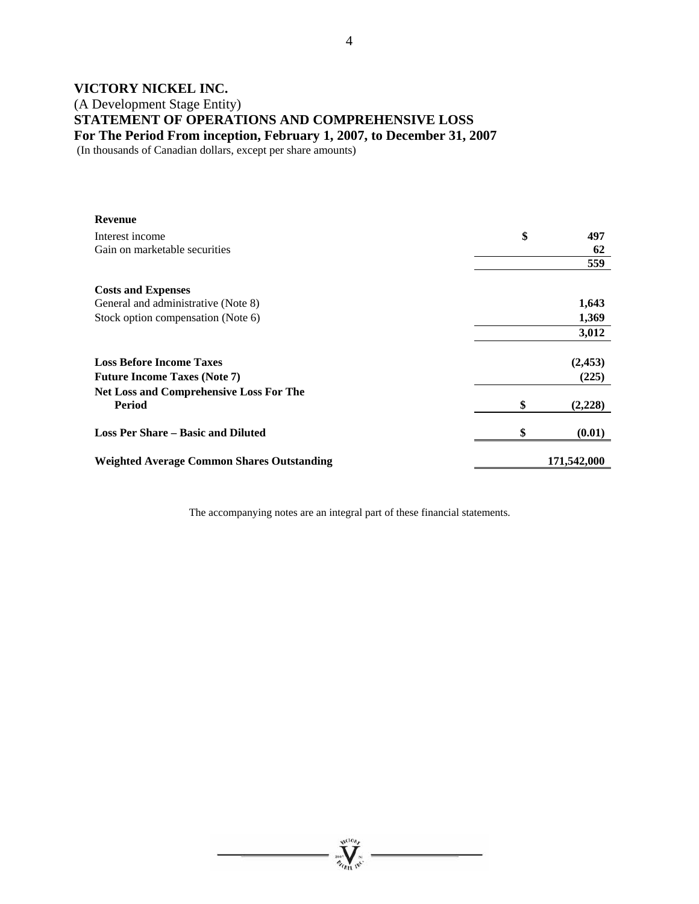# VICTORY NICKEL INC.

(A Development Stage Entity)

**STATEMENT OF OPERATIONS AND COMPREHENSIVE LOSS**

**For The Period From inception, February 1, 2007, to December 31, 2007**

(In thousands of Canadian dollars, except per share amounts)

| | | |
|---|---|---|
| **Revenue** | | |
| Interest income | $ | **497** |
| Gain on marketable securities | | **62** |
| | | **559** |
| **Costs and Expenses** | | |
| General and administrative (Note 8) | | **1,643** |
| Stock option compensation (Note 6) | | **1,369** |
| | | **3,012** |
| **Loss Before Income Taxes** | | **(2,453)** |
| **Future Income Taxes (Note 7)** | | **(225)** |
| **Net Loss and Comprehensive Loss For The Period** | $ | **(2,228)** |
| **Loss Per Share – Basic and Diluted** | $ | **(0.01)** |
| **Weighted Average Common Shares Outstanding** | | **171,542,000** |

The accompanying notes are an integral part of these financial statements.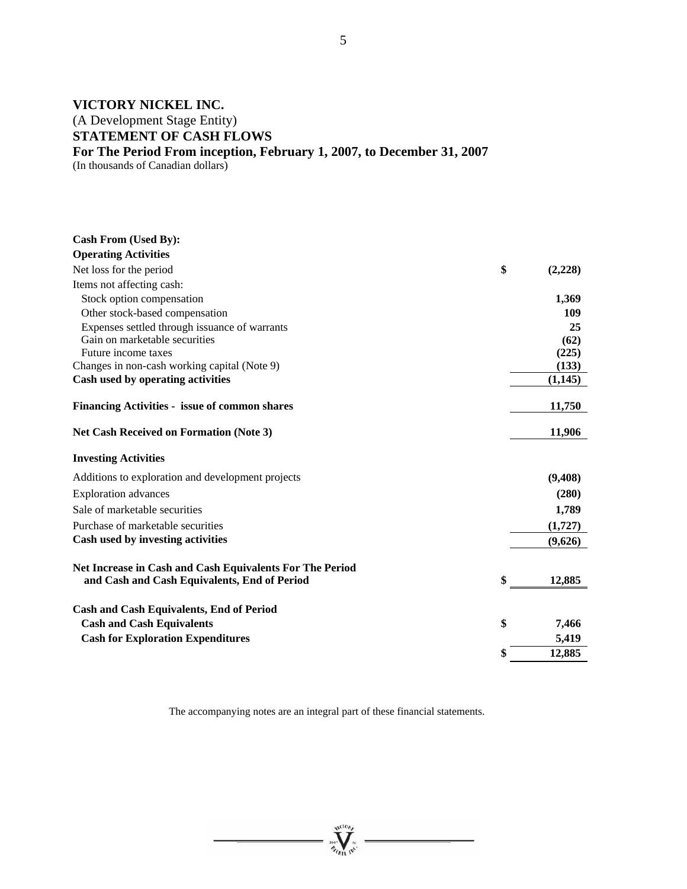# VICTORY NICKEL INC.

(A Development Stage Entity)

## STATEMENT OF CASH FLOWS

### For The Period From inception, February 1, 2007, to December 31, 2007

(In thousands of Canadian dollars)

| | |
|---|---|
| **Cash From (Used By):** | |
| **Operating Activities** | |
| Net loss for the period | $ **(2,228)** |
| Items not affecting cash: | |
| Stock option compensation | **1,369** |
| Other stock-based compensation | **109** |
| Expenses settled through issuance of warrants | **25** |
| Gain on marketable securities | **(62)** |
| Future income taxes | **(225)** |
| Changes in non-cash working capital (Note 9) | **(133)** |
| **Cash used by operating activities** | **(1,145)** |
| **Financing Activities - issue of common shares** | **11,750** |
| **Net Cash Received on Formation (Note 3)** | **11,906** |
| **Investing Activities** | |
| Additions to exploration and development projects | **(9,408)** |
| Exploration advances | **(280)** |
| Sale of marketable securities | **1,789** |
| Purchase of marketable securities | **(1,727)** |
| **Cash used by investing activities** | **(9,626)** |
| **Net Increase in Cash and Cash Equivalents For The Period and Cash and Cash Equivalents, End of Period** | $ **12,885** |
| **Cash and Cash Equivalents, End of Period** | |
| **Cash and Cash Equivalents** | $ **7,466** |
| **Cash for Exploration Expenditures** | **5,419** |
| | $ **12,885** |

The accompanying notes are an integral part of these financial statements.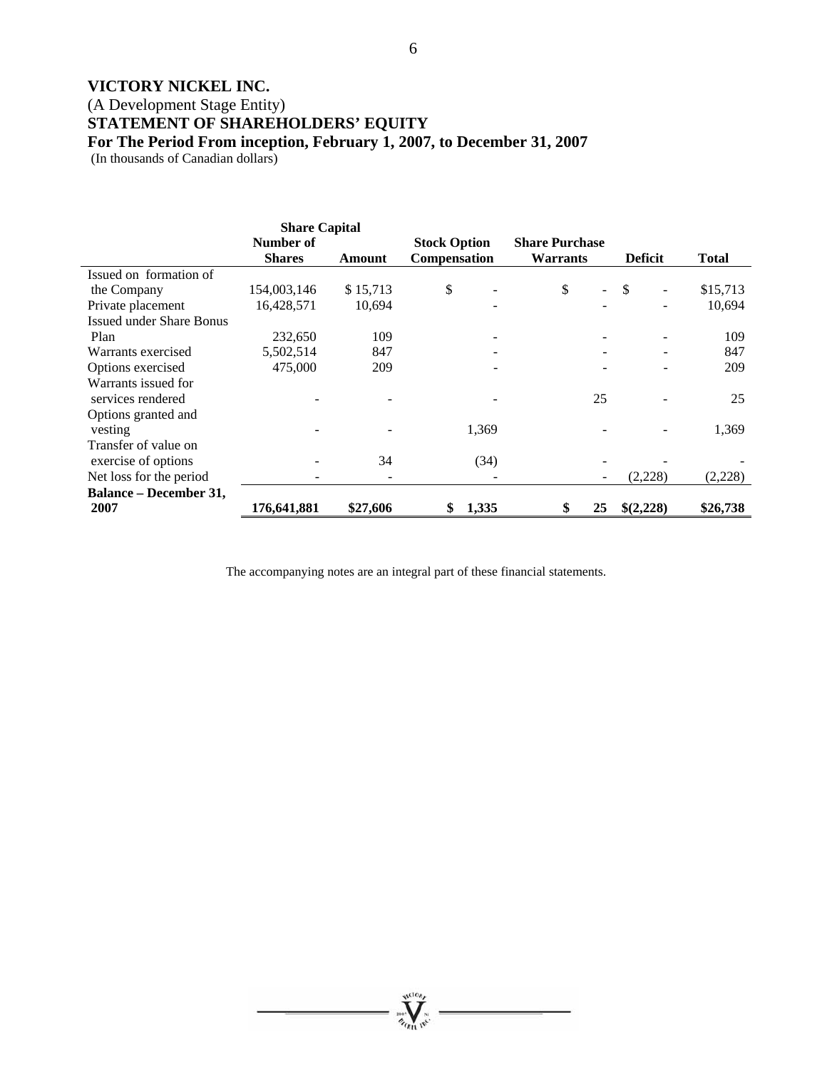**VICTORY NICKEL INC.**
(A Development Stage Entity)
**STATEMENT OF SHAREHOLDERS' EQUITY**
**For The Period From inception, February 1, 2007, to December 31, 2007**
(In thousands of Canadian dollars)

| | Share Capital | | | | | |
|---|---|---|---|---|---|---|
| | **Number of Shares** | **Amount** | **Stock Option Compensation** | **Share Purchase Warrants** | **Deficit** | **Total** |
| Issued on formation of the Company | 154,003,146 | $ 15,713 | $ - | $ - | $ - | $15,713 |
| Private placement | 16,428,571 | 10,694 | - | - | - | 10,694 |
| Issued under Share Bonus Plan | 232,650 | 109 | - | - | - | 109 |
| Warrants exercised | 5,502,514 | 847 | - | - | - | 847 |
| Options exercised | 475,000 | 209 | - | - | - | 209 |
| Warrants issued for services rendered | - | - | - | 25 | - | 25 |
| Options granted and vesting | - | - | 1,369 | - | - | 1,369 |
| Transfer of value on exercise of options | - | 34 | (34) | - | - | - |
| Net loss for the period | - | - | - | - | (2,228) | (2,228) |
| **Balance – December 31, 2007** | **176,641,881** | **$27,606** | **$ 1,335** | **$ 25** | **$(2,228)** | **$26,738** |

The accompanying notes are an integral part of these financial statements.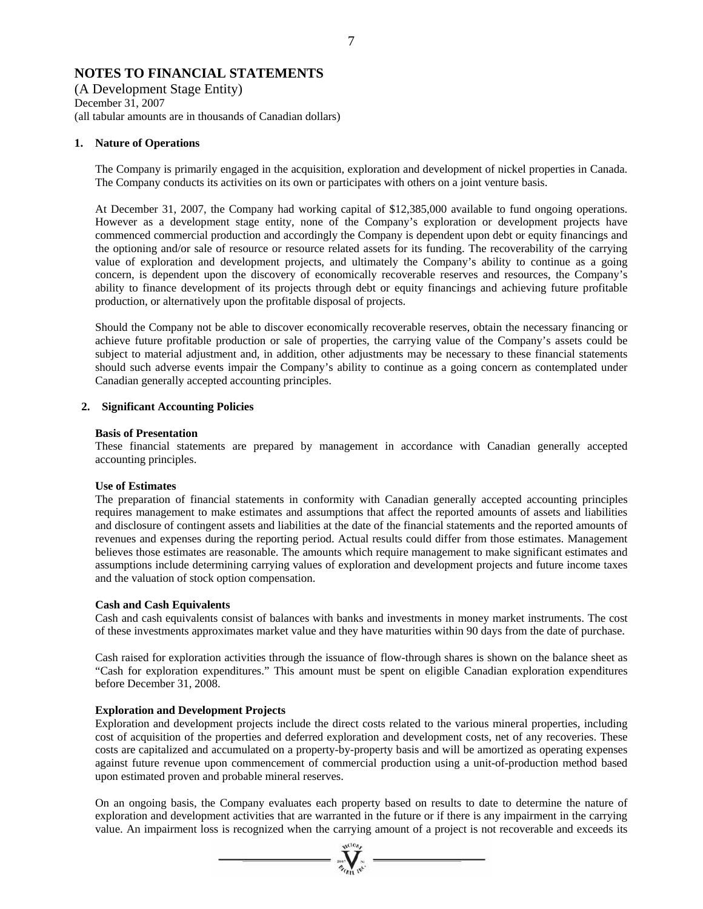# NOTES TO FINANCIAL STATEMENTS

(A Development Stage Entity)
December 31, 2007
(all tabular amounts are in thousands of Canadian dollars)

## 1. Nature of Operations

The Company is primarily engaged in the acquisition, exploration and development of nickel properties in Canada. The Company conducts its activities on its own or participates with others on a joint venture basis.

At December 31, 2007, the Company had working capital of $12,385,000 available to fund ongoing operations. However as a development stage entity, none of the Company's exploration or development projects have commenced commercial production and accordingly the Company is dependent upon debt or equity financings and the optioning and/or sale of resource or resource related assets for its funding. The recoverability of the carrying value of exploration and development projects, and ultimately the Company's ability to continue as a going concern, is dependent upon the discovery of economically recoverable reserves and resources, the Company's ability to finance development of its projects through debt or equity financings and achieving future profitable production, or alternatively upon the profitable disposal of projects.

Should the Company not be able to discover economically recoverable reserves, obtain the necessary financing or achieve future profitable production or sale of properties, the carrying value of the Company's assets could be subject to material adjustment and, in addition, other adjustments may be necessary to these financial statements should such adverse events impair the Company's ability to continue as a going concern as contemplated under Canadian generally accepted accounting principles.

## 2. Significant Accounting Policies

**Basis of Presentation**
These financial statements are prepared by management in accordance with Canadian generally accepted accounting principles.

**Use of Estimates**
The preparation of financial statements in conformity with Canadian generally accepted accounting principles requires management to make estimates and assumptions that affect the reported amounts of assets and liabilities and disclosure of contingent assets and liabilities at the date of the financial statements and the reported amounts of revenues and expenses during the reporting period. Actual results could differ from those estimates. Management believes those estimates are reasonable. The amounts which require management to make significant estimates and assumptions include determining carrying values of exploration and development projects and future income taxes and the valuation of stock option compensation.

**Cash and Cash Equivalents**
Cash and cash equivalents consist of balances with banks and investments in money market instruments. The cost of these investments approximates market value and they have maturities within 90 days from the date of purchase.

Cash raised for exploration activities through the issuance of flow-through shares is shown on the balance sheet as "Cash for exploration expenditures." This amount must be spent on eligible Canadian exploration expenditures before December 31, 2008.

**Exploration and Development Projects**
Exploration and development projects include the direct costs related to the various mineral properties, including cost of acquisition of the properties and deferred exploration and development costs, net of any recoveries. These costs are capitalized and accumulated on a property-by-property basis and will be amortized as operating expenses against future revenue upon commencement of commercial production using a unit-of-production method based upon estimated proven and probable mineral reserves.

On an ongoing basis, the Company evaluates each property based on results to date to determine the nature of exploration and development activities that are warranted in the future or if there is any impairment in the carrying value. An impairment loss is recognized when the carrying amount of a project is not recoverable and exceeds its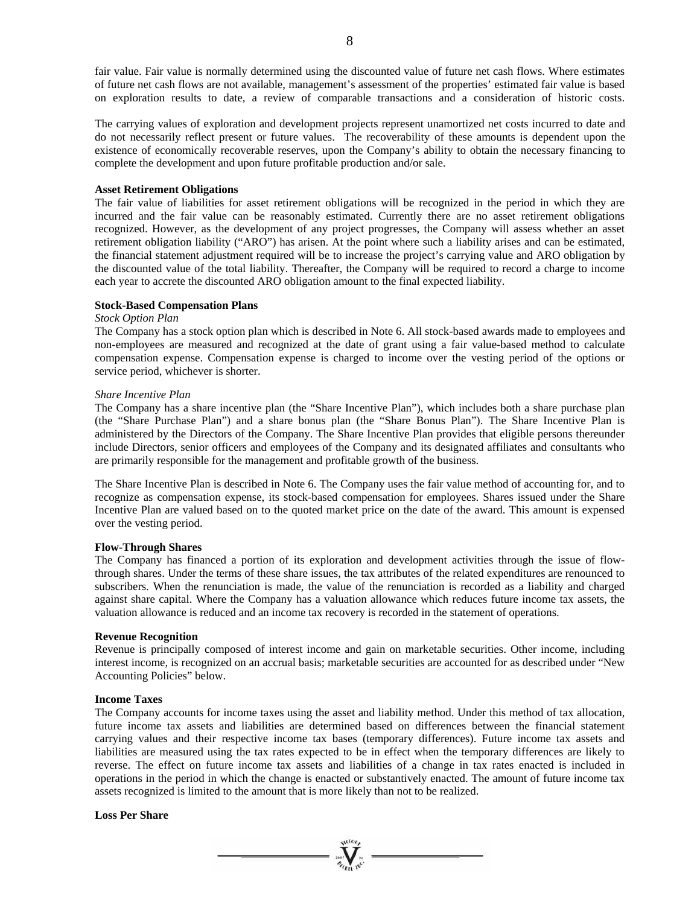fair value. Fair value is normally determined using the discounted value of future net cash flows. Where estimates of future net cash flows are not available, management's assessment of the properties' estimated fair value is based on exploration results to date, a review of comparable transactions and a consideration of historic costs.

The carrying values of exploration and development projects represent unamortized net costs incurred to date and do not necessarily reflect present or future values. The recoverability of these amounts is dependent upon the existence of economically recoverable reserves, upon the Company's ability to obtain the necessary financing to complete the development and upon future profitable production and/or sale.

**Asset Retirement Obligations**

The fair value of liabilities for asset retirement obligations will be recognized in the period in which they are incurred and the fair value can be reasonably estimated. Currently there are no asset retirement obligations recognized. However, as the development of any project progresses, the Company will assess whether an asset retirement obligation liability ("ARO") has arisen. At the point where such a liability arises and can be estimated, the financial statement adjustment required will be to increase the project's carrying value and ARO obligation by the discounted value of the total liability. Thereafter, the Company will be required to record a charge to income each year to accrete the discounted ARO obligation amount to the final expected liability.

**Stock-Based Compensation Plans**

*Stock Option Plan*

The Company has a stock option plan which is described in Note 6. All stock-based awards made to employees and non-employees are measured and recognized at the date of grant using a fair value-based method to calculate compensation expense. Compensation expense is charged to income over the vesting period of the options or service period, whichever is shorter.

*Share Incentive Plan*

The Company has a share incentive plan (the "Share Incentive Plan"), which includes both a share purchase plan (the "Share Purchase Plan") and a share bonus plan (the "Share Bonus Plan"). The Share Incentive Plan is administered by the Directors of the Company. The Share Incentive Plan provides that eligible persons thereunder include Directors, senior officers and employees of the Company and its designated affiliates and consultants who are primarily responsible for the management and profitable growth of the business.

The Share Incentive Plan is described in Note 6. The Company uses the fair value method of accounting for, and to recognize as compensation expense, its stock-based compensation for employees. Shares issued under the Share Incentive Plan are valued based on to the quoted market price on the date of the award. This amount is expensed over the vesting period.

**Flow-Through Shares**

The Company has financed a portion of its exploration and development activities through the issue of flow-through shares. Under the terms of these share issues, the tax attributes of the related expenditures are renounced to subscribers. When the renunciation is made, the value of the renunciation is recorded as a liability and charged against share capital. Where the Company has a valuation allowance which reduces future income tax assets, the valuation allowance is reduced and an income tax recovery is recorded in the statement of operations.

**Revenue Recognition**

Revenue is principally composed of interest income and gain on marketable securities. Other income, including interest income, is recognized on an accrual basis; marketable securities are accounted for as described under "New Accounting Policies" below.

**Income Taxes**

The Company accounts for income taxes using the asset and liability method. Under this method of tax allocation, future income tax assets and liabilities are determined based on differences between the financial statement carrying values and their respective income tax bases (temporary differences). Future income tax assets and liabilities are measured using the tax rates expected to be in effect when the temporary differences are likely to reverse. The effect on future income tax assets and liabilities of a change in tax rates enacted is included in operations in the period in which the change is enacted or substantively enacted. The amount of future income tax assets recognized is limited to the amount that is more likely than not to be realized.

**Loss Per Share**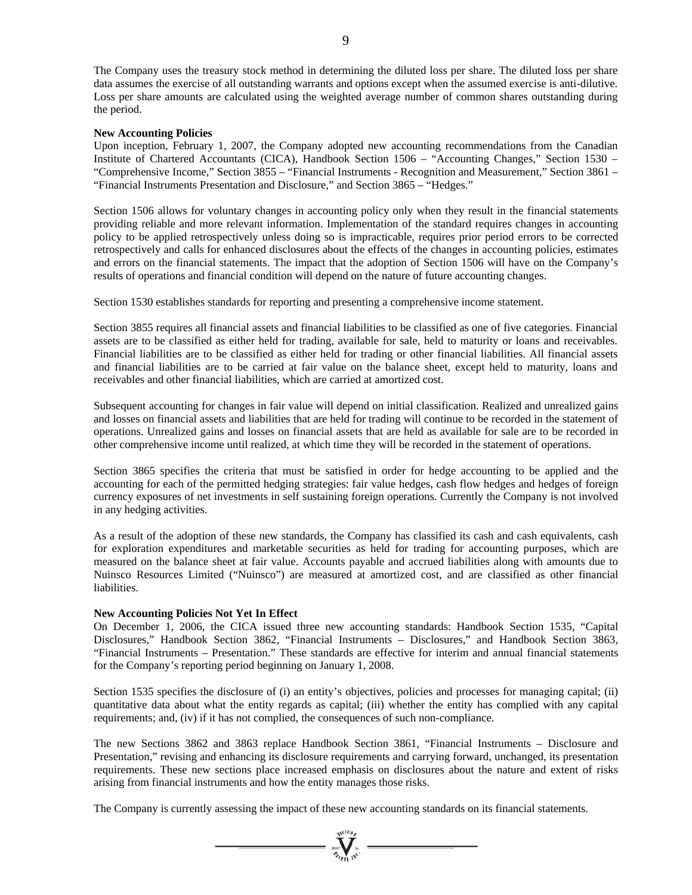The Company uses the treasury stock method in determining the diluted loss per share. The diluted loss per share data assumes the exercise of all outstanding warrants and options except when the assumed exercise is anti-dilutive. Loss per share amounts are calculated using the weighted average number of common shares outstanding during the period.

**New Accounting Policies**

Upon inception, February 1, 2007, the Company adopted new accounting recommendations from the Canadian Institute of Chartered Accountants (CICA), Handbook Section 1506 – "Accounting Changes," Section 1530 – "Comprehensive Income," Section 3855 – "Financial Instruments - Recognition and Measurement," Section 3861 – "Financial Instruments Presentation and Disclosure," and Section 3865 – "Hedges."

Section 1506 allows for voluntary changes in accounting policy only when they result in the financial statements providing reliable and more relevant information. Implementation of the standard requires changes in accounting policy to be applied retrospectively unless doing so is impracticable, requires prior period errors to be corrected retrospectively and calls for enhanced disclosures about the effects of the changes in accounting policies, estimates and errors on the financial statements. The impact that the adoption of Section 1506 will have on the Company's results of operations and financial condition will depend on the nature of future accounting changes.

Section 1530 establishes standards for reporting and presenting a comprehensive income statement.

Section 3855 requires all financial assets and financial liabilities to be classified as one of five categories. Financial assets are to be classified as either held for trading, available for sale, held to maturity or loans and receivables. Financial liabilities are to be classified as either held for trading or other financial liabilities. All financial assets and financial liabilities are to be carried at fair value on the balance sheet, except held to maturity, loans and receivables and other financial liabilities, which are carried at amortized cost.

Subsequent accounting for changes in fair value will depend on initial classification. Realized and unrealized gains and losses on financial assets and liabilities that are held for trading will continue to be recorded in the statement of operations. Unrealized gains and losses on financial assets that are held as available for sale are to be recorded in other comprehensive income until realized, at which time they will be recorded in the statement of operations.

Section 3865 specifies the criteria that must be satisfied in order for hedge accounting to be applied and the accounting for each of the permitted hedging strategies: fair value hedges, cash flow hedges and hedges of foreign currency exposures of net investments in self sustaining foreign operations. Currently the Company is not involved in any hedging activities.

As a result of the adoption of these new standards, the Company has classified its cash and cash equivalents, cash for exploration expenditures and marketable securities as held for trading for accounting purposes, which are measured on the balance sheet at fair value. Accounts payable and accrued liabilities along with amounts due to Nuinsco Resources Limited ("Nuinsco") are measured at amortized cost, and are classified as other financial liabilities.

**New Accounting Policies Not Yet In Effect**

On December 1, 2006, the CICA issued three new accounting standards: Handbook Section 1535, "Capital Disclosures," Handbook Section 3862, "Financial Instruments – Disclosures," and Handbook Section 3863, "Financial Instruments – Presentation." These standards are effective for interim and annual financial statements for the Company's reporting period beginning on January 1, 2008.

Section 1535 specifies the disclosure of (i) an entity's objectives, policies and processes for managing capital; (ii) quantitative data about what the entity regards as capital; (iii) whether the entity has complied with any capital requirements; and, (iv) if it has not complied, the consequences of such non-compliance.

The new Sections 3862 and 3863 replace Handbook Section 3861, "Financial Instruments – Disclosure and Presentation," revising and enhancing its disclosure requirements and carrying forward, unchanged, its presentation requirements. These new sections place increased emphasis on disclosures about the nature and extent of risks arising from financial instruments and how the entity manages those risks.

The Company is currently assessing the impact of these new accounting standards on its financial statements.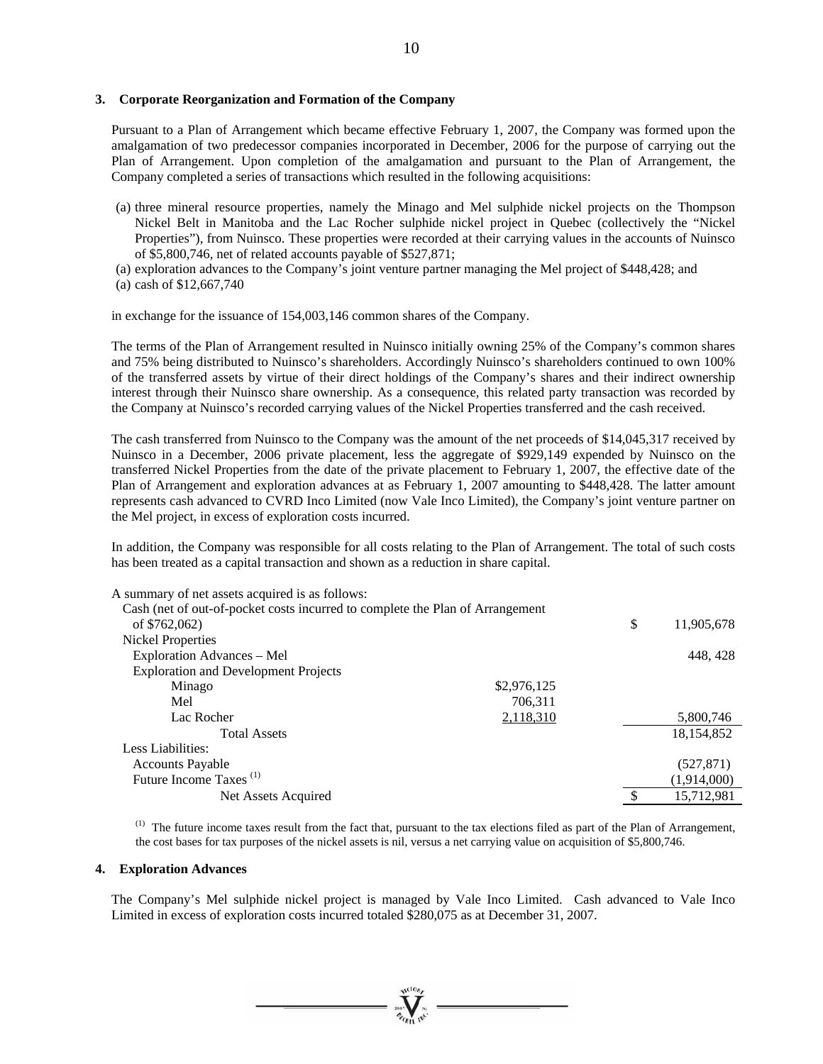### 3. Corporate Reorganization and Formation of the Company

Pursuant to a Plan of Arrangement which became effective February 1, 2007, the Company was formed upon the amalgamation of two predecessor companies incorporated in December, 2006 for the purpose of carrying out the Plan of Arrangement. Upon completion of the amalgamation and pursuant to the Plan of Arrangement, the Company completed a series of transactions which resulted in the following acquisitions:

(a) three mineral resource properties, namely the Minago and Mel sulphide nickel projects on the Thompson Nickel Belt in Manitoba and the Lac Rocher sulphide nickel project in Quebec (collectively the "Nickel Properties"), from Nuinsco. These properties were recorded at their carrying values in the accounts of Nuinsco of $5,800,746, net of related accounts payable of $527,871;

(a) exploration advances to the Company's joint venture partner managing the Mel project of $448,428; and

(a) cash of $12,667,740

in exchange for the issuance of 154,003,146 common shares of the Company.

The terms of the Plan of Arrangement resulted in Nuinsco initially owning 25% of the Company's common shares and 75% being distributed to Nuinsco's shareholders. Accordingly Nuinsco's shareholders continued to own 100% of the transferred assets by virtue of their direct holdings of the Company's shares and their indirect ownership interest through their Nuinsco share ownership. As a consequence, this related party transaction was recorded by the Company at Nuinsco's recorded carrying values of the Nickel Properties transferred and the cash received.

The cash transferred from Nuinsco to the Company was the amount of the net proceeds of $14,045,317 received by Nuinsco in a December, 2006 private placement, less the aggregate of $929,149 expended by Nuinsco on the transferred Nickel Properties from the date of the private placement to February 1, 2007, the effective date of the Plan of Arrangement and exploration advances at as February 1, 2007 amounting to $448,428. The latter amount represents cash advanced to CVRD Inco Limited (now Vale Inco Limited), the Company's joint venture partner on the Mel project, in excess of exploration costs incurred.

In addition, the Company was responsible for all costs relating to the Plan of Arrangement. The total of such costs has been treated as a capital transaction and shown as a reduction in share capital.

A summary of net assets acquired is as follows:

| | | |
|---|---|---|
| Cash (net of out-of-pocket costs incurred to complete the Plan of Arrangement of $762,062) | | $ 11,905,678 |
| Nickel Properties | | |
| Exploration Advances – Mel | | 448, 428 |
| Exploration and Development Projects | | |
| Minago | $2,976,125 | |
| Mel | 706,311 | |
| Lac Rocher | 2,118,310 | 5,800,746 |
| Total Assets | | 18,154,852 |
| Less Liabilities: | | |
| Accounts Payable | | (527,871) |
| Future Income Taxes [(1)] | | (1,914,000) |
| Net Assets Acquired | | $ 15,712,981 |

[(1)] The future income taxes result from the fact that, pursuant to the tax elections filed as part of the Plan of Arrangement, the cost bases for tax purposes of the nickel assets is nil, versus a net carrying value on acquisition of $5,800,746.

### 4. Exploration Advances

The Company's Mel sulphide nickel project is managed by Vale Inco Limited. Cash advanced to Vale Inco Limited in excess of exploration costs incurred totaled $280,075 as at December 31, 2007.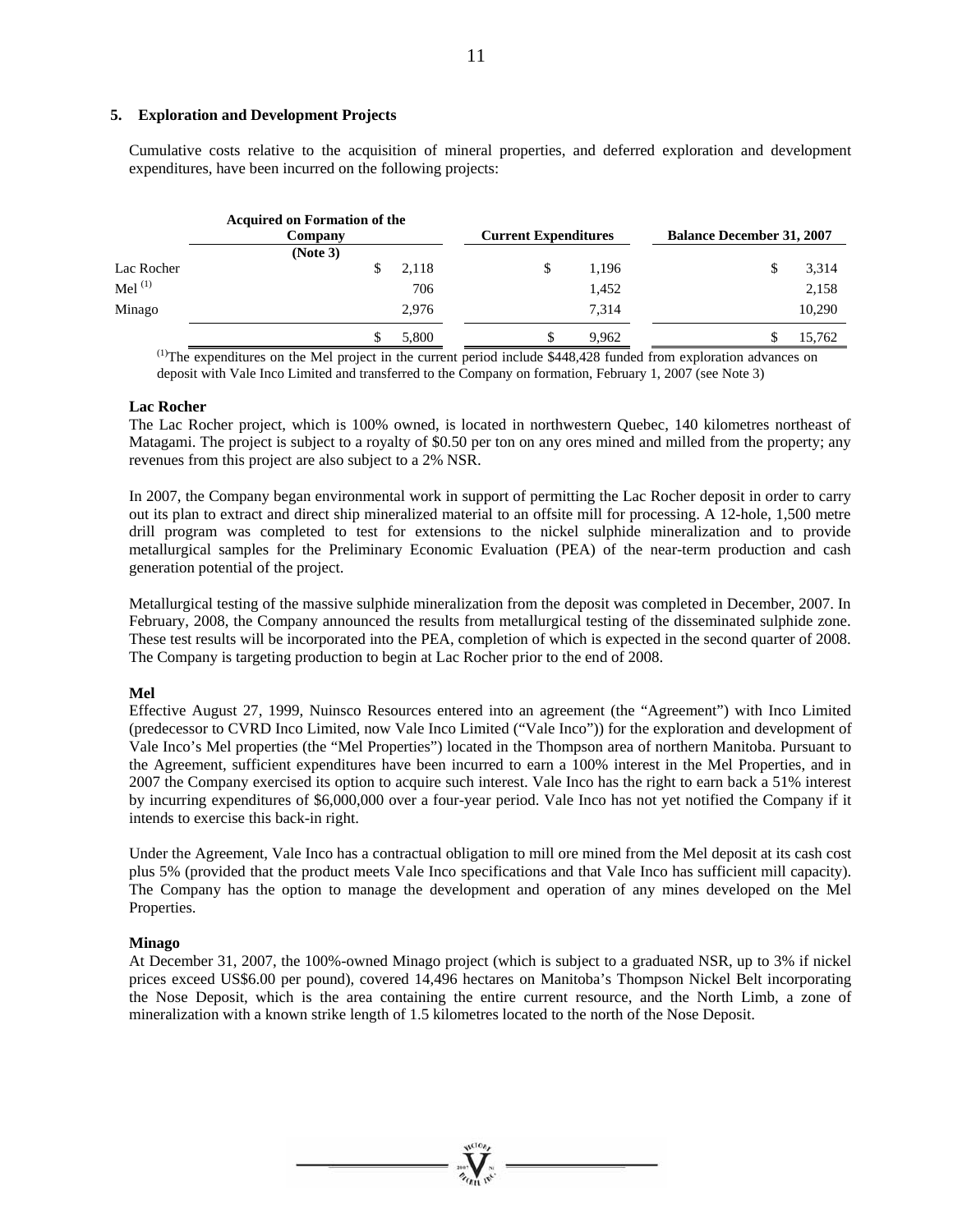## 5. Exploration and Development Projects

Cumulative costs relative to the acquisition of mineral properties, and deferred exploration and development expenditures, have been incurred on the following projects:

| | Acquired on Formation of the Company (Note 3) | Current Expenditures | Balance December 31, 2007 |
|---|---|---|---|
| Lac Rocher | $ 2,118 | $ 1,196 | $ 3,314 |
| Mel [(1)] | 706 | 1,452 | 2,158 |
| Minago | 2,976 | 7,314 | 10,290 |
| | $ 5,800 | $ 9,962 | $ 15,762 |

[(1)]The expenditures on the Mel project in the current period include $448,428 funded from exploration advances on deposit with Vale Inco Limited and transferred to the Company on formation, February 1, 2007 (see Note 3)

**Lac Rocher**

The Lac Rocher project, which is 100% owned, is located in northwestern Quebec, 140 kilometres northeast of Matagami. The project is subject to a royalty of $0.50 per ton on any ores mined and milled from the property; any revenues from this project are also subject to a 2% NSR.

In 2007, the Company began environmental work in support of permitting the Lac Rocher deposit in order to carry out its plan to extract and direct ship mineralized material to an offsite mill for processing. A 12-hole, 1,500 metre drill program was completed to test for extensions to the nickel sulphide mineralization and to provide metallurgical samples for the Preliminary Economic Evaluation (PEA) of the near-term production and cash generation potential of the project.

Metallurgical testing of the massive sulphide mineralization from the deposit was completed in December, 2007. In February, 2008, the Company announced the results from metallurgical testing of the disseminated sulphide zone. These test results will be incorporated into the PEA, completion of which is expected in the second quarter of 2008. The Company is targeting production to begin at Lac Rocher prior to the end of 2008.

**Mel**

Effective August 27, 1999, Nuinsco Resources entered into an agreement (the "Agreement") with Inco Limited (predecessor to CVRD Inco Limited, now Vale Inco Limited ("Vale Inco")) for the exploration and development of Vale Inco's Mel properties (the "Mel Properties") located in the Thompson area of northern Manitoba. Pursuant to the Agreement, sufficient expenditures have been incurred to earn a 100% interest in the Mel Properties, and in 2007 the Company exercised its option to acquire such interest. Vale Inco has the right to earn back a 51% interest by incurring expenditures of $6,000,000 over a four-year period. Vale Inco has not yet notified the Company if it intends to exercise this back-in right.

Under the Agreement, Vale Inco has a contractual obligation to mill ore mined from the Mel deposit at its cash cost plus 5% (provided that the product meets Vale Inco specifications and that Vale Inco has sufficient mill capacity). The Company has the option to manage the development and operation of any mines developed on the Mel Properties.

**Minago**

At December 31, 2007, the 100%-owned Minago project (which is subject to a graduated NSR, up to 3% if nickel prices exceed US$6.00 per pound), covered 14,496 hectares on Manitoba's Thompson Nickel Belt incorporating the Nose Deposit, which is the area containing the entire current resource, and the North Limb, a zone of mineralization with a known strike length of 1.5 kilometres located to the north of the Nose Deposit.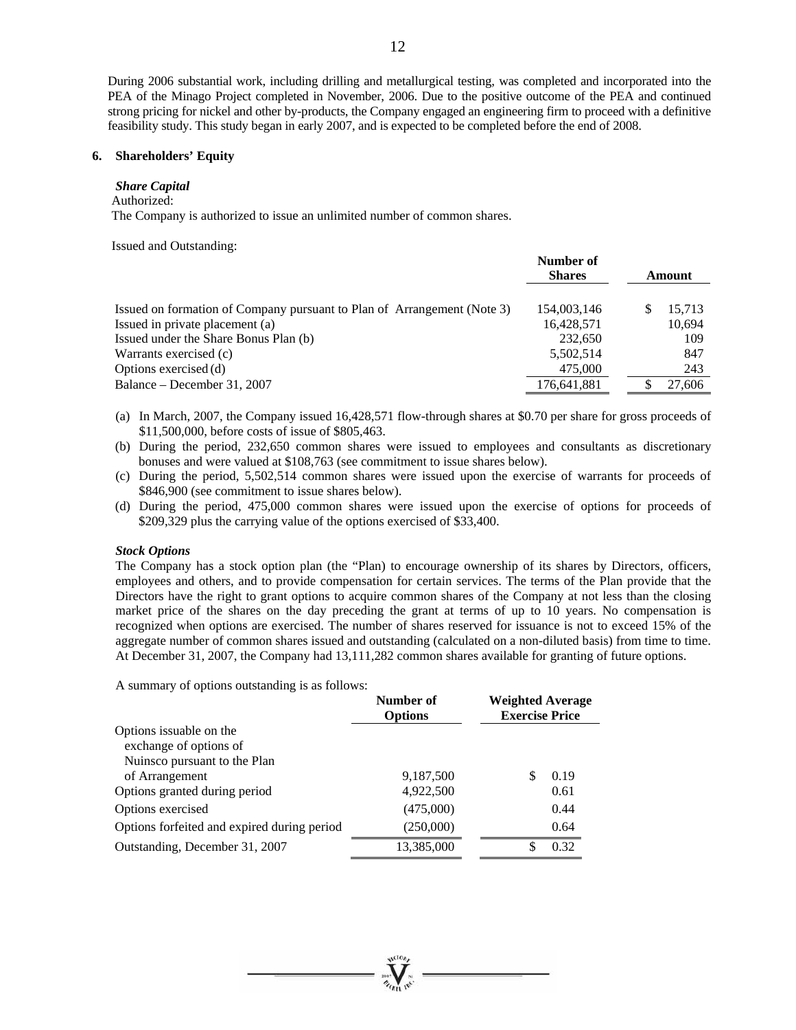During 2006 substantial work, including drilling and metallurgical testing, was completed and incorporated into the PEA of the Minago Project completed in November, 2006. Due to the positive outcome of the PEA and continued strong pricing for nickel and other by-products, the Company engaged an engineering firm to proceed with a definitive feasibility study. This study began in early 2007, and is expected to be completed before the end of 2008.

## 6. Shareholders' Equity

***Share Capital***

Authorized:

The Company is authorized to issue an unlimited number of common shares.

Issued and Outstanding:

| | Number of Shares | Amount |
|---|---|---|
| Issued on formation of Company pursuant to Plan of Arrangement (Note 3) | 154,003,146 | $ 15,713 |
| Issued in private placement (a) | 16,428,571 | 10,694 |
| Issued under the Share Bonus Plan (b) | 232,650 | 109 |
| Warrants exercised (c) | 5,502,514 | 847 |
| Options exercised (d) | 475,000 | 243 |
| Balance – December 31, 2007 | 176,641,881 | $ 27,606 |

(a) In March, 2007, the Company issued 16,428,571 flow-through shares at $0.70 per share for gross proceeds of $11,500,000, before costs of issue of $805,463.

(b) During the period, 232,650 common shares were issued to employees and consultants as discretionary bonuses and were valued at $108,763 (see commitment to issue shares below).

(c) During the period, 5,502,514 common shares were issued upon the exercise of warrants for proceeds of $846,900 (see commitment to issue shares below).

(d) During the period, 475,000 common shares were issued upon the exercise of options for proceeds of $209,329 plus the carrying value of the options exercised of $33,400.

***Stock Options***

The Company has a stock option plan (the "Plan) to encourage ownership of its shares by Directors, officers, employees and others, and to provide compensation for certain services. The terms of the Plan provide that the Directors have the right to grant options to acquire common shares of the Company at not less than the closing market price of the shares on the day preceding the grant at terms of up to 10 years. No compensation is recognized when options are exercised. The number of shares reserved for issuance is not to exceed 15% of the aggregate number of common shares issued and outstanding (calculated on a non-diluted basis) from time to time. At December 31, 2007, the Company had 13,111,282 common shares available for granting of future options.

A summary of options outstanding is as follows:

| | Number of Options | Weighted Average Exercise Price |
|---|---|---|
| Options issuable on the exchange of options of Nuinsco pursuant to the Plan of Arrangement | 9,187,500 | $ 0.19 |
| Options granted during period | 4,922,500 | 0.61 |
| Options exercised | (475,000) | 0.44 |
| Options forfeited and expired during period | (250,000) | 0.64 |
| Outstanding, December 31, 2007 | 13,385,000 | $ 0.32 |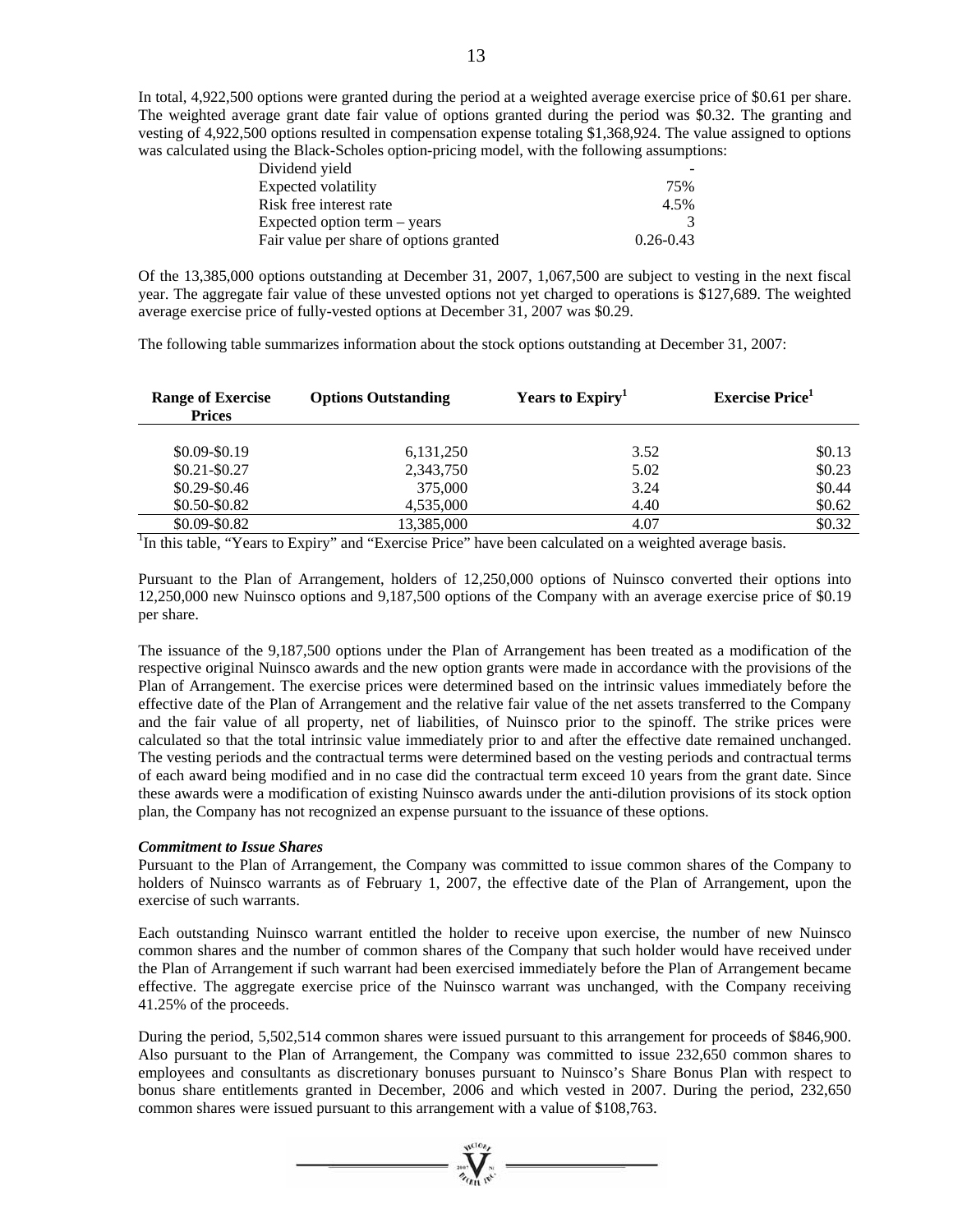In total, 4,922,500 options were granted during the period at a weighted average exercise price of $0.61 per share. The weighted average grant date fair value of options granted during the period was $0.32. The granting and vesting of 4,922,500 options resulted in compensation expense totaling $1,368,924. The value assigned to options was calculated using the Black-Scholes option-pricing model, with the following assumptions:

| | |
|---|---|
| Dividend yield | - |
| Expected volatility | 75% |
| Risk free interest rate | 4.5% |
| Expected option term – years | 3 |
| Fair value per share of options granted | 0.26-0.43 |

Of the 13,385,000 options outstanding at December 31, 2007, 1,067,500 are subject to vesting in the next fiscal year. The aggregate fair value of these unvested options not yet charged to operations is $127,689. The weighted average exercise price of fully-vested options at December 31, 2007 was $0.29.

The following table summarizes information about the stock options outstanding at December 31, 2007:

| Range of Exercise Prices | Options Outstanding | Years to Expiry[1] | Exercise Price[1] |
|---|---|---|---|
| $0.09-$0.19 | 6,131,250 | 3.52 | $0.13 |
| $0.21-$0.27 | 2,343,750 | 5.02 | $0.23 |
| $0.29-$0.46 | 375,000 | 3.24 | $0.44 |
| $0.50-$0.82 | 4,535,000 | 4.40 | $0.62 |
| $0.09-$0.82 | 13,385,000 | 4.07 | $0.32 |

[1]In this table, "Years to Expiry" and "Exercise Price" have been calculated on a weighted average basis.

Pursuant to the Plan of Arrangement, holders of 12,250,000 options of Nuinsco converted their options into 12,250,000 new Nuinsco options and 9,187,500 options of the Company with an average exercise price of $0.19 per share.

The issuance of the 9,187,500 options under the Plan of Arrangement has been treated as a modification of the respective original Nuinsco awards and the new option grants were made in accordance with the provisions of the Plan of Arrangement. The exercise prices were determined based on the intrinsic values immediately before the effective date of the Plan of Arrangement and the relative fair value of the net assets transferred to the Company and the fair value of all property, net of liabilities, of Nuinsco prior to the spinoff. The strike prices were calculated so that the total intrinsic value immediately prior to and after the effective date remained unchanged. The vesting periods and the contractual terms were determined based on the vesting periods and contractual terms of each award being modified and in no case did the contractual term exceed 10 years from the grant date. Since these awards were a modification of existing Nuinsco awards under the anti-dilution provisions of its stock option plan, the Company has not recognized an expense pursuant to the issuance of these options.

***Commitment to Issue Shares***

Pursuant to the Plan of Arrangement, the Company was committed to issue common shares of the Company to holders of Nuinsco warrants as of February 1, 2007, the effective date of the Plan of Arrangement, upon the exercise of such warrants.

Each outstanding Nuinsco warrant entitled the holder to receive upon exercise, the number of new Nuinsco common shares and the number of common shares of the Company that such holder would have received under the Plan of Arrangement if such warrant had been exercised immediately before the Plan of Arrangement became effective. The aggregate exercise price of the Nuinsco warrant was unchanged, with the Company receiving 41.25% of the proceeds.

During the period, 5,502,514 common shares were issued pursuant to this arrangement for proceeds of $846,900. Also pursuant to the Plan of Arrangement, the Company was committed to issue 232,650 common shares to employees and consultants as discretionary bonuses pursuant to Nuinsco's Share Bonus Plan with respect to bonus share entitlements granted in December, 2006 and which vested in 2007. During the period, 232,650 common shares were issued pursuant to this arrangement with a value of $108,763.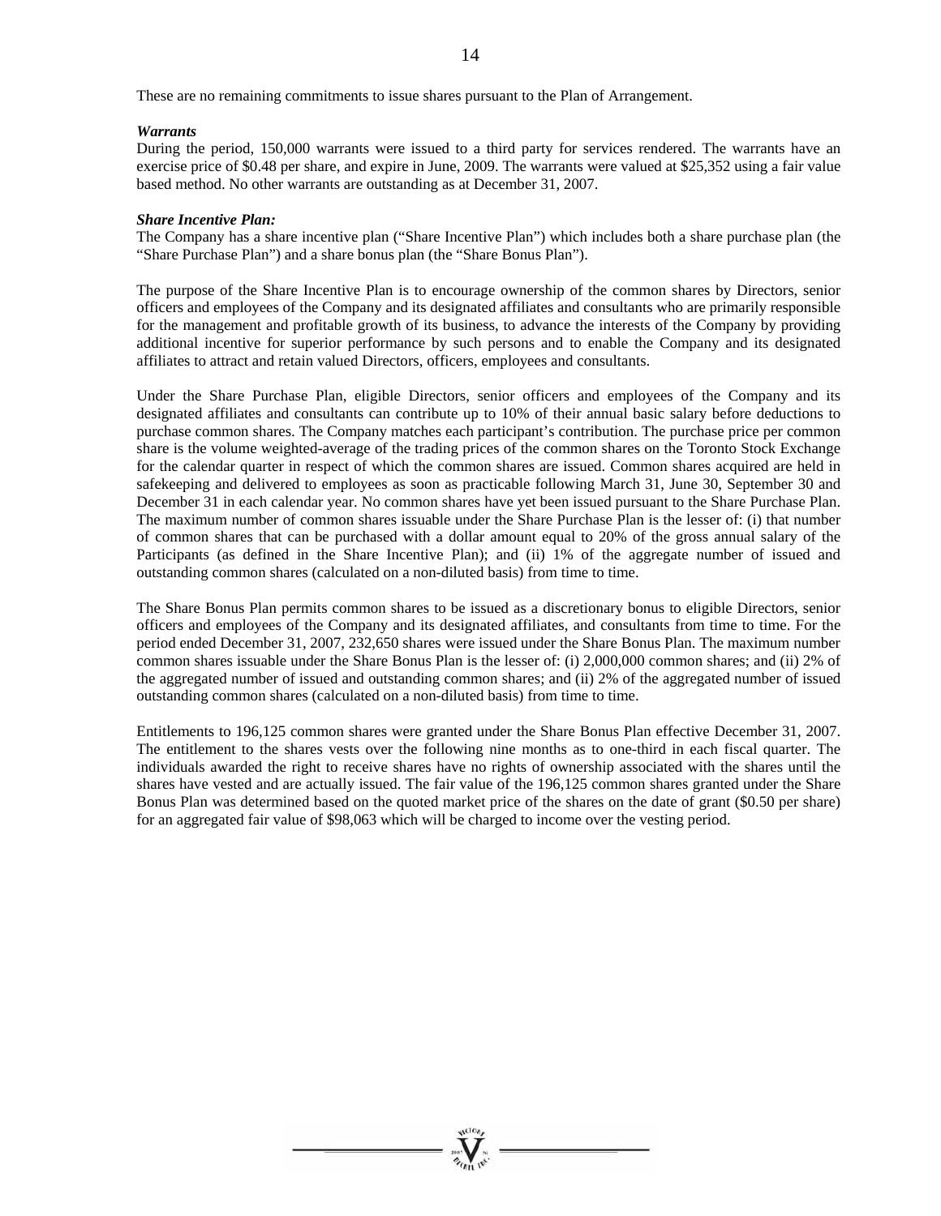These are no remaining commitments to issue shares pursuant to the Plan of Arrangement.

***Warrants***

During the period, 150,000 warrants were issued to a third party for services rendered. The warrants have an exercise price of $0.48 per share, and expire in June, 2009. The warrants were valued at $25,352 using a fair value based method. No other warrants are outstanding as at December 31, 2007.

***Share Incentive Plan:***

The Company has a share incentive plan ("Share Incentive Plan") which includes both a share purchase plan (the "Share Purchase Plan") and a share bonus plan (the "Share Bonus Plan").

The purpose of the Share Incentive Plan is to encourage ownership of the common shares by Directors, senior officers and employees of the Company and its designated affiliates and consultants who are primarily responsible for the management and profitable growth of its business, to advance the interests of the Company by providing additional incentive for superior performance by such persons and to enable the Company and its designated affiliates to attract and retain valued Directors, officers, employees and consultants.

Under the Share Purchase Plan, eligible Directors, senior officers and employees of the Company and its designated affiliates and consultants can contribute up to 10% of their annual basic salary before deductions to purchase common shares. The Company matches each participant's contribution. The purchase price per common share is the volume weighted-average of the trading prices of the common shares on the Toronto Stock Exchange for the calendar quarter in respect of which the common shares are issued. Common shares acquired are held in safekeeping and delivered to employees as soon as practicable following March 31, June 30, September 30 and December 31 in each calendar year. No common shares have yet been issued pursuant to the Share Purchase Plan. The maximum number of common shares issuable under the Share Purchase Plan is the lesser of: (i) that number of common shares that can be purchased with a dollar amount equal to 20% of the gross annual salary of the Participants (as defined in the Share Incentive Plan); and (ii) 1% of the aggregate number of issued and outstanding common shares (calculated on a non-diluted basis) from time to time.

The Share Bonus Plan permits common shares to be issued as a discretionary bonus to eligible Directors, senior officers and employees of the Company and its designated affiliates, and consultants from time to time. For the period ended December 31, 2007, 232,650 shares were issued under the Share Bonus Plan. The maximum number common shares issuable under the Share Bonus Plan is the lesser of: (i) 2,000,000 common shares; and (ii) 2% of the aggregated number of issued and outstanding common shares; and (ii) 2% of the aggregated number of issued outstanding common shares (calculated on a non-diluted basis) from time to time.

Entitlements to 196,125 common shares were granted under the Share Bonus Plan effective December 31, 2007. The entitlement to the shares vests over the following nine months as to one-third in each fiscal quarter. The individuals awarded the right to receive shares have no rights of ownership associated with the shares until the shares have vested and are actually issued. The fair value of the 196,125 common shares granted under the Share Bonus Plan was determined based on the quoted market price of the shares on the date of grant ($0.50 per share) for an aggregated fair value of $98,063 which will be charged to income over the vesting period.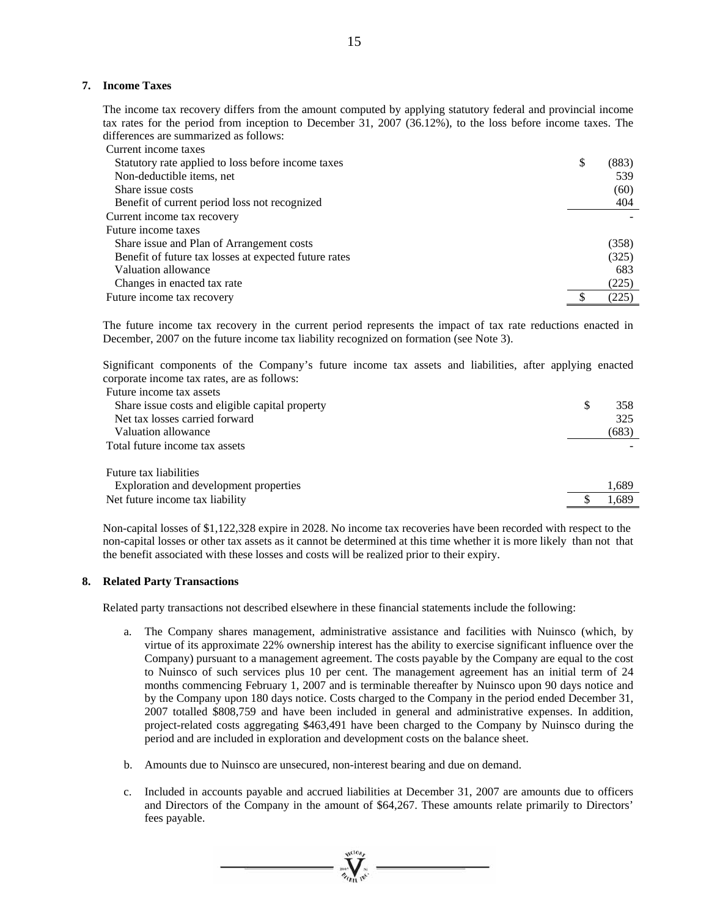## 7. Income Taxes

The income tax recovery differs from the amount computed by applying statutory federal and provincial income tax rates for the period from inception to December 31, 2007 (36.12%), to the loss before income taxes. The differences are summarized as follows:

| | |
|---|---|
| Current income taxes | |
| Statutory rate applied to loss before income taxes | $ (883) |
| Non-deductible items, net | 539 |
| Share issue costs | (60) |
| Benefit of current period loss not recognized | 404 |
| Current income tax recovery | - |
| Future income taxes | |
| Share issue and Plan of Arrangement costs | (358) |
| Benefit of future tax losses at expected future rates | (325) |
| Valuation allowance | 683 |
| Changes in enacted tax rate | (225) |
| Future income tax recovery | $ (225) |

The future income tax recovery in the current period represents the impact of tax rate reductions enacted in December, 2007 on the future income tax liability recognized on formation (see Note 3).

Significant components of the Company's future income tax assets and liabilities, after applying enacted corporate income tax rates, are as follows:

| | |
|---|---|
| Future income tax assets | |
| Share issue costs and eligible capital property | $ 358 |
| Net tax losses carried forward | 325 |
| Valuation allowance | (683) |
| Total future income tax assets | - |
| | |
| Future tax liabilities | |
| Exploration and development properties | 1,689 |
| Net future income tax liability | $ 1,689 |

Non-capital losses of $1,122,328 expire in 2028. No income tax recoveries have been recorded with respect to the non-capital losses or other tax assets as it cannot be determined at this time whether it is more likely than not that the benefit associated with these losses and costs will be realized prior to their expiry.

## 8. Related Party Transactions

Related party transactions not described elsewhere in these financial statements include the following:

a. The Company shares management, administrative assistance and facilities with Nuinsco (which, by virtue of its approximate 22% ownership interest has the ability to exercise significant influence over the Company) pursuant to a management agreement. The costs payable by the Company are equal to the cost to Nuinsco of such services plus 10 per cent. The management agreement has an initial term of 24 months commencing February 1, 2007 and is terminable thereafter by Nuinsco upon 90 days notice and by the Company upon 180 days notice. Costs charged to the Company in the period ended December 31, 2007 totalled $808,759 and have been included in general and administrative expenses. In addition, project-related costs aggregating $463,491 have been charged to the Company by Nuinsco during the period and are included in exploration and development costs on the balance sheet.

b. Amounts due to Nuinsco are unsecured, non-interest bearing and due on demand.

c. Included in accounts payable and accrued liabilities at December 31, 2007 are amounts due to officers and Directors of the Company in the amount of $64,267. These amounts relate primarily to Directors' fees payable.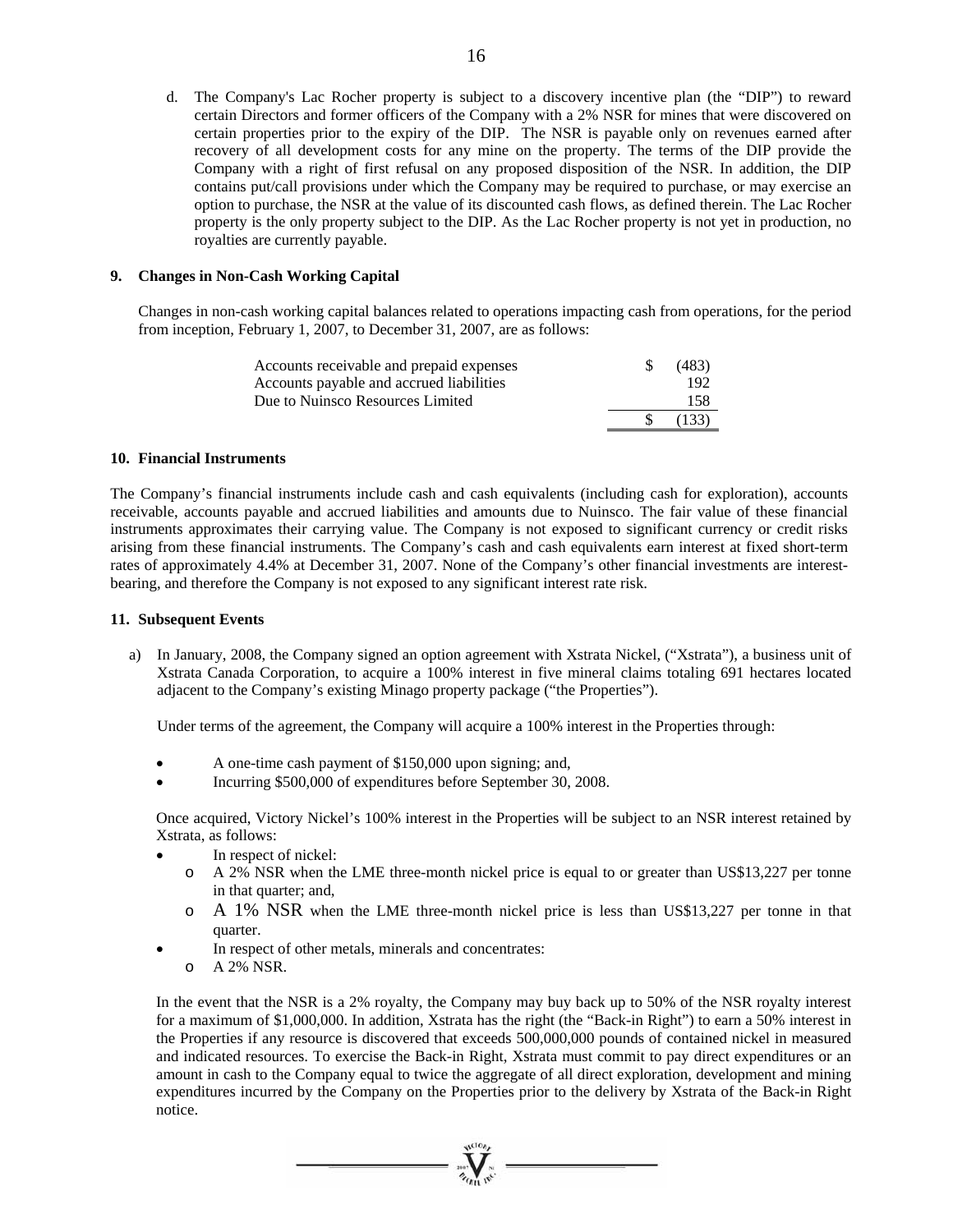d. The Company's Lac Rocher property is subject to a discovery incentive plan (the "DIP") to reward certain Directors and former officers of the Company with a 2% NSR for mines that were discovered on certain properties prior to the expiry of the DIP. The NSR is payable only on revenues earned after recovery of all development costs for any mine on the property. The terms of the DIP provide the Company with a right of first refusal on any proposed disposition of the NSR. In addition, the DIP contains put/call provisions under which the Company may be required to purchase, or may exercise an option to purchase, the NSR at the value of its discounted cash flows, as defined therein. The Lac Rocher property is the only property subject to the DIP. As the Lac Rocher property is not yet in production, no royalties are currently payable.

## 9. Changes in Non-Cash Working Capital

Changes in non-cash working capital balances related to operations impacting cash from operations, for the period from inception, February 1, 2007, to December 31, 2007, are as follows:

| | |
|---|---|
| Accounts receivable and prepaid expenses | $ (483) |
| Accounts payable and accrued liabilities | 192 |
| Due to Nuinsco Resources Limited | 158 |
| | $ (133) |

## 10. Financial Instruments

The Company's financial instruments include cash and cash equivalents (including cash for exploration), accounts receivable, accounts payable and accrued liabilities and amounts due to Nuinsco. The fair value of these financial instruments approximates their carrying value. The Company is not exposed to significant currency or credit risks arising from these financial instruments. The Company's cash and cash equivalents earn interest at fixed short-term rates of approximately 4.4% at December 31, 2007. None of the Company's other financial investments are interest-bearing, and therefore the Company is not exposed to any significant interest rate risk.

## 11. Subsequent Events

a) In January, 2008, the Company signed an option agreement with Xstrata Nickel, ("Xstrata"), a business unit of Xstrata Canada Corporation, to acquire a 100% interest in five mineral claims totaling 691 hectares located adjacent to the Company's existing Minago property package ("the Properties").

Under terms of the agreement, the Company will acquire a 100% interest in the Properties through:

- A one-time cash payment of $150,000 upon signing; and,
- Incurring $500,000 of expenditures before September 30, 2008.

Once acquired, Victory Nickel's 100% interest in the Properties will be subject to an NSR interest retained by Xstrata, as follows:

- In respect of nickel:
  - A 2% NSR when the LME three-month nickel price is equal to or greater than US$13,227 per tonne in that quarter; and,
  - A 1% NSR when the LME three-month nickel price is less than US$13,227 per tonne in that quarter.
- In respect of other metals, minerals and concentrates:
  - A 2% NSR.

In the event that the NSR is a 2% royalty, the Company may buy back up to 50% of the NSR royalty interest for a maximum of $1,000,000. In addition, Xstrata has the right (the "Back-in Right") to earn a 50% interest in the Properties if any resource is discovered that exceeds 500,000,000 pounds of contained nickel in measured and indicated resources. To exercise the Back-in Right, Xstrata must commit to pay direct expenditures or an amount in cash to the Company equal to twice the aggregate of all direct exploration, development and mining expenditures incurred by the Company on the Properties prior to the delivery by Xstrata of the Back-in Right notice.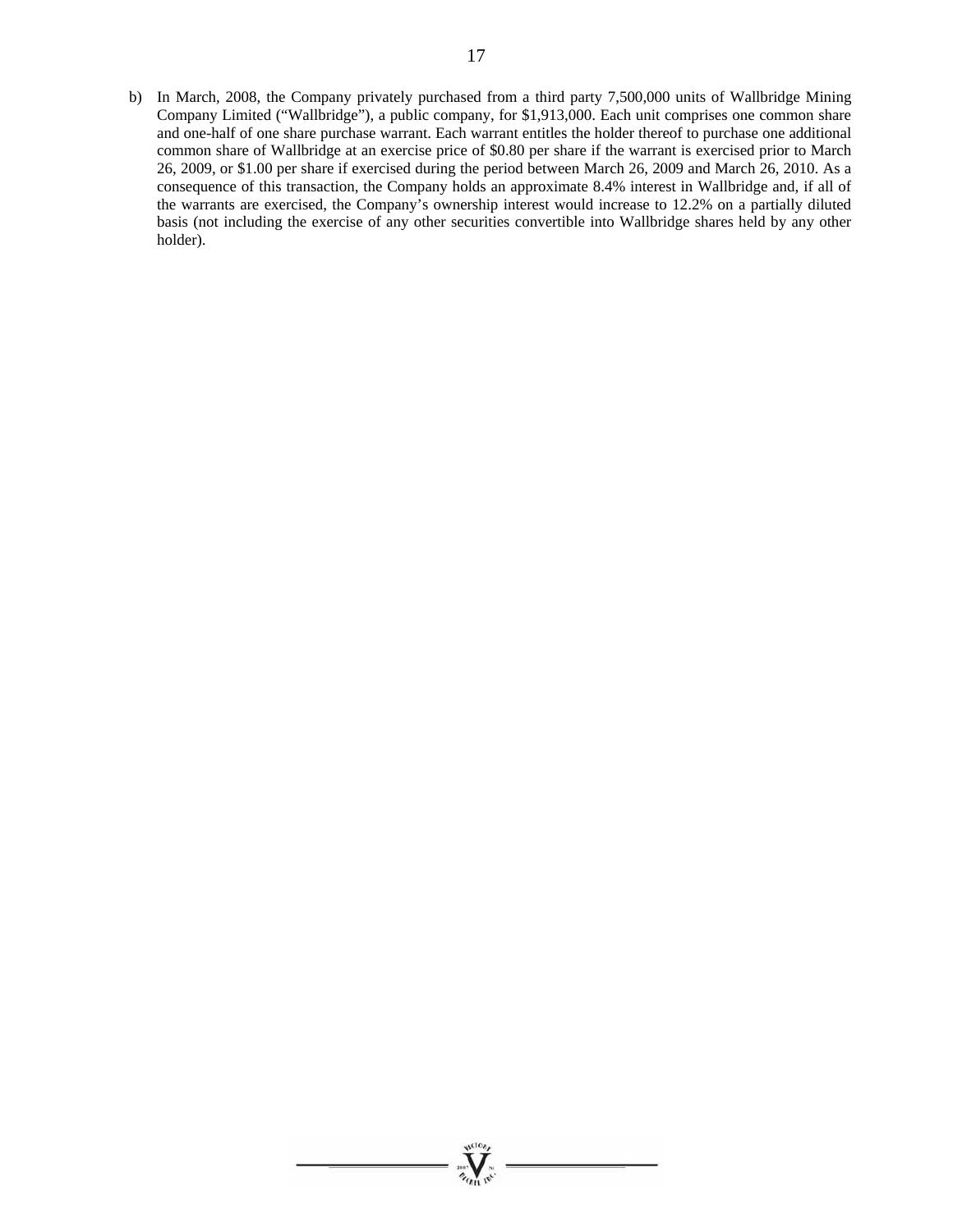b) In March, 2008, the Company privately purchased from a third party 7,500,000 units of Wallbridge Mining Company Limited ("Wallbridge"), a public company, for $1,913,000. Each unit comprises one common share and one-half of one share purchase warrant. Each warrant entitles the holder thereof to purchase one additional common share of Wallbridge at an exercise price of $0.80 per share if the warrant is exercised prior to March 26, 2009, or $1.00 per share if exercised during the period between March 26, 2009 and March 26, 2010. As a consequence of this transaction, the Company holds an approximate 8.4% interest in Wallbridge and, if all of the warrants are exercised, the Company's ownership interest would increase to 12.2% on a partially diluted basis (not including the exercise of any other securities convertible into Wallbridge shares held by any other holder).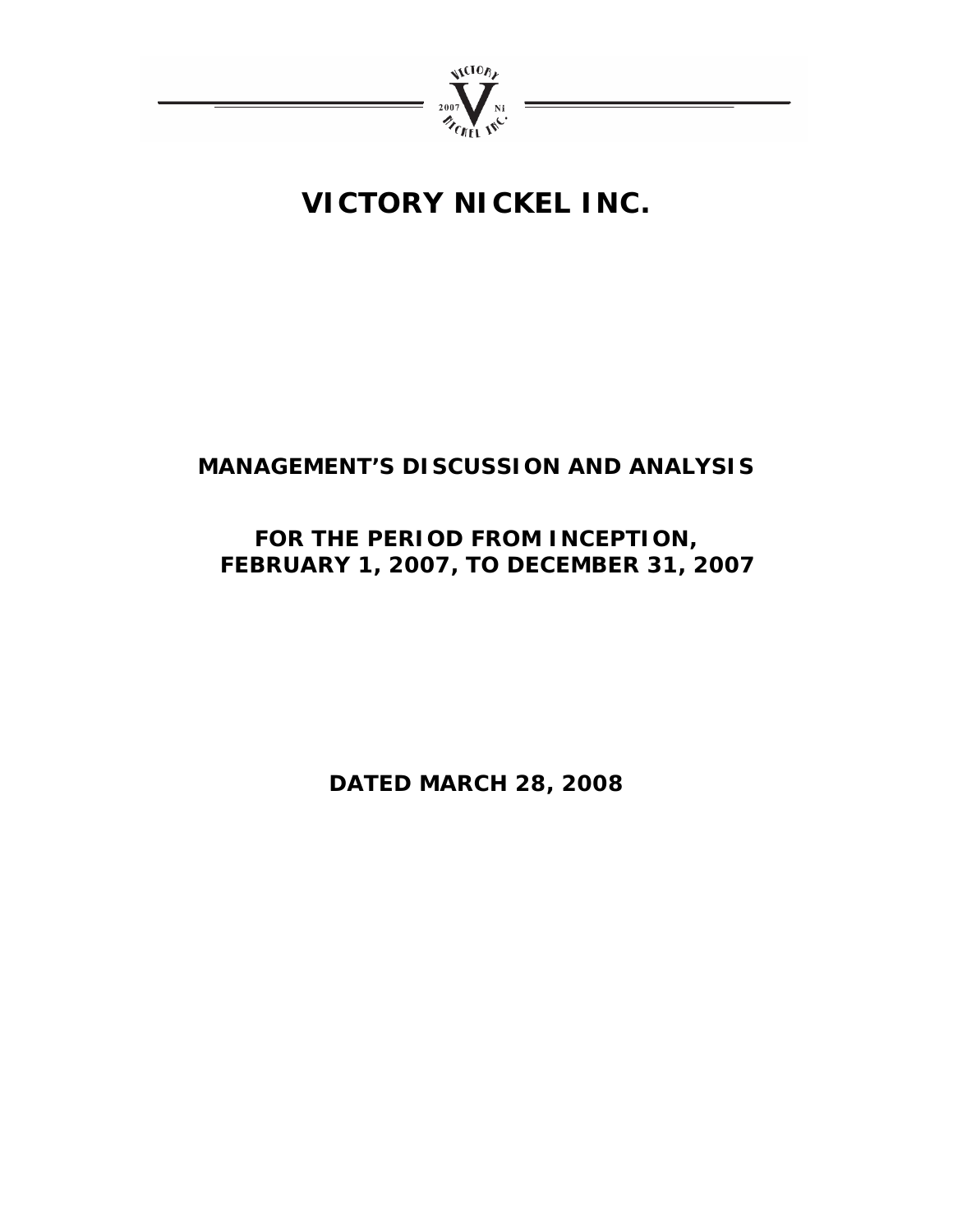# VICTORY NICKEL INC.

## MANAGEMENT'S DISCUSSION AND ANALYSIS

## FOR THE PERIOD FROM INCEPTION, FEBRUARY 1, 2007, TO DECEMBER 31, 2007

**DATED MARCH 28, 2008**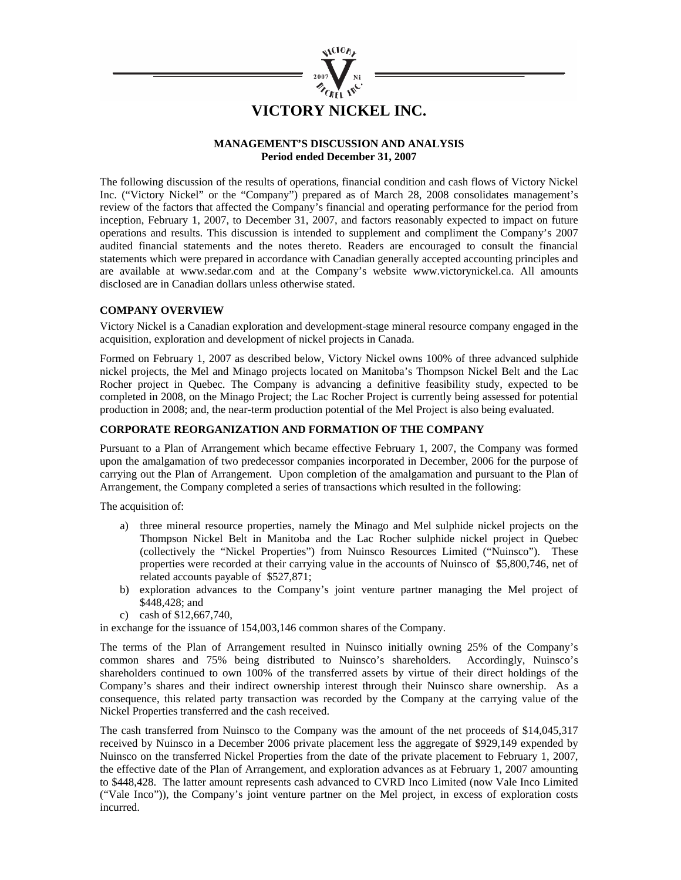# VICTORY NICKEL INC.

**MANAGEMENT'S DISCUSSION AND ANALYSIS**
**Period ended December 31, 2007**

The following discussion of the results of operations, financial condition and cash flows of Victory Nickel Inc. ("Victory Nickel" or the "Company") prepared as of March 28, 2008 consolidates management's review of the factors that affected the Company's financial and operating performance for the period from inception, February 1, 2007, to December 31, 2007, and factors reasonably expected to impact on future operations and results. This discussion is intended to supplement and compliment the Company's 2007 audited financial statements and the notes thereto. Readers are encouraged to consult the financial statements which were prepared in accordance with Canadian generally accepted accounting principles and are available at www.sedar.com and at the Company's website www.victorynickel.ca. All amounts disclosed are in Canadian dollars unless otherwise stated.

## COMPANY OVERVIEW

Victory Nickel is a Canadian exploration and development-stage mineral resource company engaged in the acquisition, exploration and development of nickel projects in Canada.

Formed on February 1, 2007 as described below, Victory Nickel owns 100% of three advanced sulphide nickel projects, the Mel and Minago projects located on Manitoba's Thompson Nickel Belt and the Lac Rocher project in Quebec. The Company is advancing a definitive feasibility study, expected to be completed in 2008, on the Minago Project; the Lac Rocher Project is currently being assessed for potential production in 2008; and, the near-term production potential of the Mel Project is also being evaluated.

## CORPORATE REORGANIZATION AND FORMATION OF THE COMPANY

Pursuant to a Plan of Arrangement which became effective February 1, 2007, the Company was formed upon the amalgamation of two predecessor companies incorporated in December, 2006 for the purpose of carrying out the Plan of Arrangement. Upon completion of the amalgamation and pursuant to the Plan of Arrangement, the Company completed a series of transactions which resulted in the following:

The acquisition of:

a) three mineral resource properties, namely the Minago and Mel sulphide nickel projects on the Thompson Nickel Belt in Manitoba and the Lac Rocher sulphide nickel project in Quebec (collectively the "Nickel Properties") from Nuinsco Resources Limited ("Nuinsco"). These properties were recorded at their carrying value in the accounts of Nuinsco of $5,800,746, net of related accounts payable of $527,871;
b) exploration advances to the Company's joint venture partner managing the Mel project of $448,428; and
c) cash of $12,667,740,

in exchange for the issuance of 154,003,146 common shares of the Company.

The terms of the Plan of Arrangement resulted in Nuinsco initially owning 25% of the Company's common shares and 75% being distributed to Nuinsco's shareholders. Accordingly, Nuinsco's shareholders continued to own 100% of the transferred assets by virtue of their direct holdings of the Company's shares and their indirect ownership interest through their Nuinsco share ownership. As a consequence, this related party transaction was recorded by the Company at the carrying value of the Nickel Properties transferred and the cash received.

The cash transferred from Nuinsco to the Company was the amount of the net proceeds of $14,045,317 received by Nuinsco in a December 2006 private placement less the aggregate of $929,149 expended by Nuinsco on the transferred Nickel Properties from the date of the private placement to February 1, 2007, the effective date of the Plan of Arrangement, and exploration advances as at February 1, 2007 amounting to $448,428. The latter amount represents cash advanced to CVRD Inco Limited (now Vale Inco Limited ("Vale Inco")), the Company's joint venture partner on the Mel project, in excess of exploration costs incurred.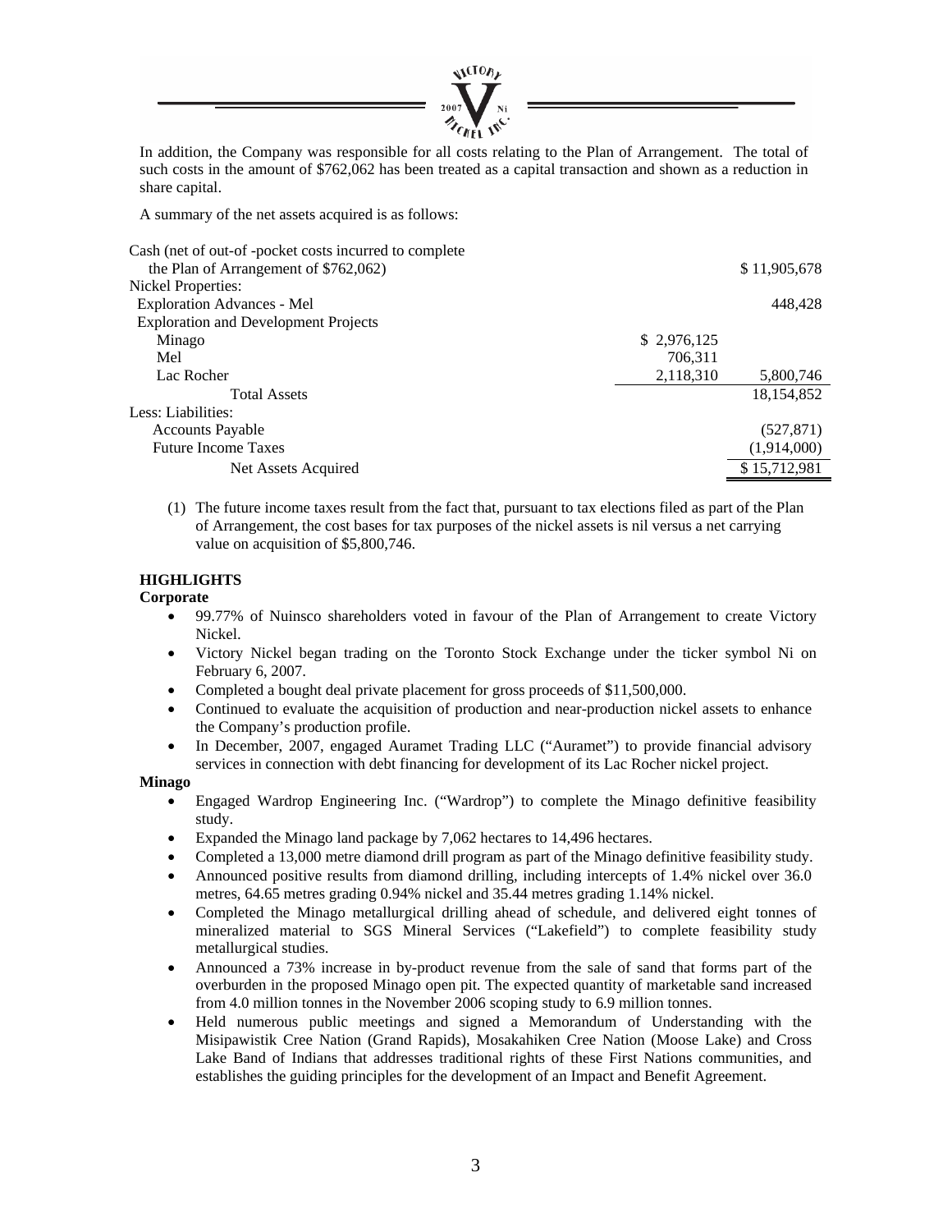In addition, the Company was responsible for all costs relating to the Plan of Arrangement. The total of such costs in the amount of $762,062 has been treated as a capital transaction and shown as a reduction in share capital.

A summary of the net assets acquired is as follows:

| | | |
|---|---|---|
| Cash (net of out-of -pocket costs incurred to complete the Plan of Arrangement of $762,062) | | $ 11,905,678 |
| Nickel Properties: | | |
| Exploration Advances - Mel | | 448,428 |
| Exploration and Development Projects | | |
| Minago | $ 2,976,125 | |
| Mel | 706,311 | |
| Lac Rocher | 2,118,310 | 5,800,746 |
| Total Assets | | 18,154,852 |
| Less: Liabilities: | | |
| Accounts Payable | | (527,871) |
| Future Income Taxes | | (1,914,000) |
| Net Assets Acquired | | $ 15,712,981 |

(1) The future income taxes result from the fact that, pursuant to tax elections filed as part of the Plan of Arrangement, the cost bases for tax purposes of the nickel assets is nil versus a net carrying value on acquisition of $5,800,746.

**HIGHLIGHTS**

**Corporate**

- 99.77% of Nuinsco shareholders voted in favour of the Plan of Arrangement to create Victory Nickel.
- Victory Nickel began trading on the Toronto Stock Exchange under the ticker symbol Ni on February 6, 2007.
- Completed a bought deal private placement for gross proceeds of $11,500,000.
- Continued to evaluate the acquisition of production and near-production nickel assets to enhance the Company's production profile.
- In December, 2007, engaged Auramet Trading LLC ("Auramet") to provide financial advisory services in connection with debt financing for development of its Lac Rocher nickel project.

**Minago**

- Engaged Wardrop Engineering Inc. ("Wardrop") to complete the Minago definitive feasibility study.
- Expanded the Minago land package by 7,062 hectares to 14,496 hectares.
- Completed a 13,000 metre diamond drill program as part of the Minago definitive feasibility study.
- Announced positive results from diamond drilling, including intercepts of 1.4% nickel over 36.0 metres, 64.65 metres grading 0.94% nickel and 35.44 metres grading 1.14% nickel.
- Completed the Minago metallurgical drilling ahead of schedule, and delivered eight tonnes of mineralized material to SGS Mineral Services ("Lakefield") to complete feasibility study metallurgical studies.
- Announced a 73% increase in by-product revenue from the sale of sand that forms part of the overburden in the proposed Minago open pit. The expected quantity of marketable sand increased from 4.0 million tonnes in the November 2006 scoping study to 6.9 million tonnes.
- Held numerous public meetings and signed a Memorandum of Understanding with the Misipawistik Cree Nation (Grand Rapids), Mosakahiken Cree Nation (Moose Lake) and Cross Lake Band of Indians that addresses traditional rights of these First Nations communities, and establishes the guiding principles for the development of an Impact and Benefit Agreement.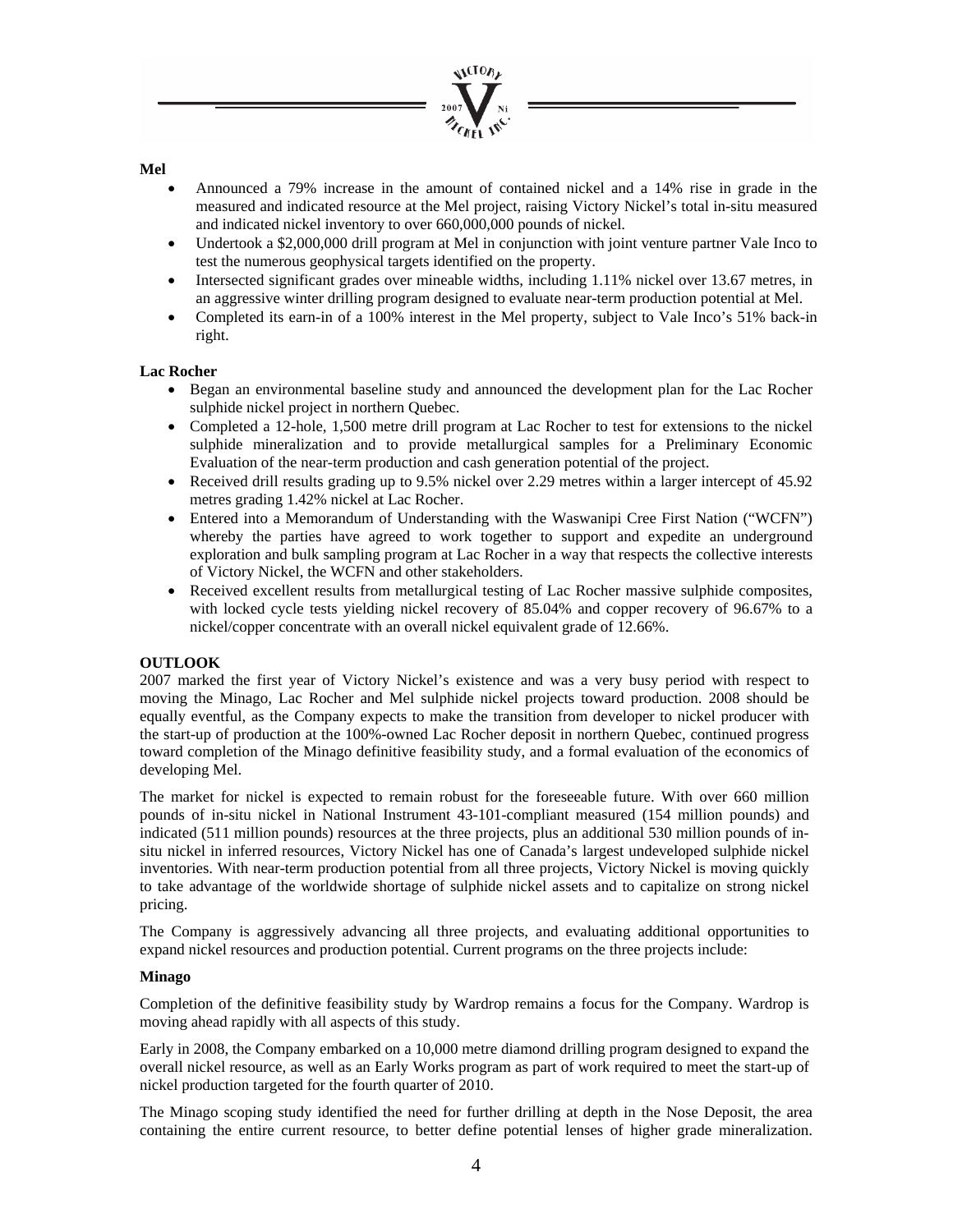**Mel**

- Announced a 79% increase in the amount of contained nickel and a 14% rise in grade in the measured and indicated resource at the Mel project, raising Victory Nickel's total in-situ measured and indicated nickel inventory to over 660,000,000 pounds of nickel.
- Undertook a $2,000,000 drill program at Mel in conjunction with joint venture partner Vale Inco to test the numerous geophysical targets identified on the property.
- Intersected significant grades over mineable widths, including 1.11% nickel over 13.67 metres, in an aggressive winter drilling program designed to evaluate near-term production potential at Mel.
- Completed its earn-in of a 100% interest in the Mel property, subject to Vale Inco's 51% back-in right.

**Lac Rocher**

- Began an environmental baseline study and announced the development plan for the Lac Rocher sulphide nickel project in northern Quebec.
- Completed a 12-hole, 1,500 metre drill program at Lac Rocher to test for extensions to the nickel sulphide mineralization and to provide metallurgical samples for a Preliminary Economic Evaluation of the near-term production and cash generation potential of the project.
- Received drill results grading up to 9.5% nickel over 2.29 metres within a larger intercept of 45.92 metres grading 1.42% nickel at Lac Rocher.
- Entered into a Memorandum of Understanding with the Waswanipi Cree First Nation ("WCFN") whereby the parties have agreed to work together to support and expedite an underground exploration and bulk sampling program at Lac Rocher in a way that respects the collective interests of Victory Nickel, the WCFN and other stakeholders.
- Received excellent results from metallurgical testing of Lac Rocher massive sulphide composites, with locked cycle tests yielding nickel recovery of 85.04% and copper recovery of 96.67% to a nickel/copper concentrate with an overall nickel equivalent grade of 12.66%.

**OUTLOOK**

2007 marked the first year of Victory Nickel's existence and was a very busy period with respect to moving the Minago, Lac Rocher and Mel sulphide nickel projects toward production. 2008 should be equally eventful, as the Company expects to make the transition from developer to nickel producer with the start-up of production at the 100%-owned Lac Rocher deposit in northern Quebec, continued progress toward completion of the Minago definitive feasibility study, and a formal evaluation of the economics of developing Mel.

The market for nickel is expected to remain robust for the foreseeable future. With over 660 million pounds of in-situ nickel in National Instrument 43-101-compliant measured (154 million pounds) and indicated (511 million pounds) resources at the three projects, plus an additional 530 million pounds of in-situ nickel in inferred resources, Victory Nickel has one of Canada's largest undeveloped sulphide nickel inventories. With near-term production potential from all three projects, Victory Nickel is moving quickly to take advantage of the worldwide shortage of sulphide nickel assets and to capitalize on strong nickel pricing.

The Company is aggressively advancing all three projects, and evaluating additional opportunities to expand nickel resources and production potential. Current programs on the three projects include:

**Minago**

Completion of the definitive feasibility study by Wardrop remains a focus for the Company. Wardrop is moving ahead rapidly with all aspects of this study.

Early in 2008, the Company embarked on a 10,000 metre diamond drilling program designed to expand the overall nickel resource, as well as an Early Works program as part of work required to meet the start-up of nickel production targeted for the fourth quarter of 2010.

The Minago scoping study identified the need for further drilling at depth in the Nose Deposit, the area containing the entire current resource, to better define potential lenses of higher grade mineralization.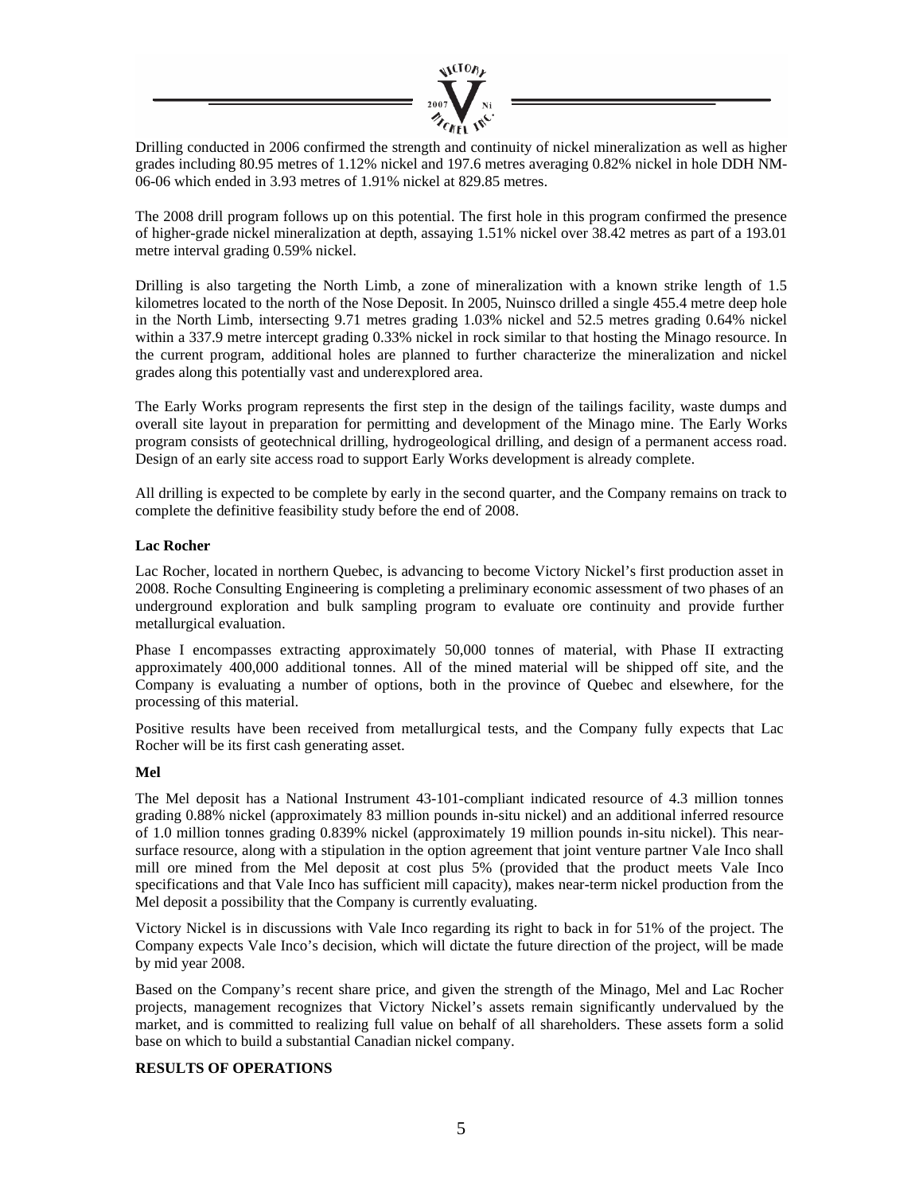Drilling conducted in 2006 confirmed the strength and continuity of nickel mineralization as well as higher grades including 80.95 metres of 1.12% nickel and 197.6 metres averaging 0.82% nickel in hole DDH NM-06-06 which ended in 3.93 metres of 1.91% nickel at 829.85 metres.

The 2008 drill program follows up on this potential. The first hole in this program confirmed the presence of higher-grade nickel mineralization at depth, assaying 1.51% nickel over 38.42 metres as part of a 193.01 metre interval grading 0.59% nickel.

Drilling is also targeting the North Limb, a zone of mineralization with a known strike length of 1.5 kilometres located to the north of the Nose Deposit. In 2005, Nuinsco drilled a single 455.4 metre deep hole in the North Limb, intersecting 9.71 metres grading 1.03% nickel and 52.5 metres grading 0.64% nickel within a 337.9 metre intercept grading 0.33% nickel in rock similar to that hosting the Minago resource. In the current program, additional holes are planned to further characterize the mineralization and nickel grades along this potentially vast and underexplored area.

The Early Works program represents the first step in the design of the tailings facility, waste dumps and overall site layout in preparation for permitting and development of the Minago mine. The Early Works program consists of geotechnical drilling, hydrogeological drilling, and design of a permanent access road. Design of an early site access road to support Early Works development is already complete.

All drilling is expected to be complete by early in the second quarter, and the Company remains on track to complete the definitive feasibility study before the end of 2008.

**Lac Rocher**

Lac Rocher, located in northern Quebec, is advancing to become Victory Nickel's first production asset in 2008. Roche Consulting Engineering is completing a preliminary economic assessment of two phases of an underground exploration and bulk sampling program to evaluate ore continuity and provide further metallurgical evaluation.

Phase I encompasses extracting approximately 50,000 tonnes of material, with Phase II extracting approximately 400,000 additional tonnes. All of the mined material will be shipped off site, and the Company is evaluating a number of options, both in the province of Quebec and elsewhere, for the processing of this material.

Positive results have been received from metallurgical tests, and the Company fully expects that Lac Rocher will be its first cash generating asset.

**Mel**

The Mel deposit has a National Instrument 43-101-compliant indicated resource of 4.3 million tonnes grading 0.88% nickel (approximately 83 million pounds in-situ nickel) and an additional inferred resource of 1.0 million tonnes grading 0.839% nickel (approximately 19 million pounds in-situ nickel). This near-surface resource, along with a stipulation in the option agreement that joint venture partner Vale Inco shall mill ore mined from the Mel deposit at cost plus 5% (provided that the product meets Vale Inco specifications and that Vale Inco has sufficient mill capacity), makes near-term nickel production from the Mel deposit a possibility that the Company is currently evaluating.

Victory Nickel is in discussions with Vale Inco regarding its right to back in for 51% of the project. The Company expects Vale Inco's decision, which will dictate the future direction of the project, will be made by mid year 2008.

Based on the Company's recent share price, and given the strength of the Minago, Mel and Lac Rocher projects, management recognizes that Victory Nickel's assets remain significantly undervalued by the market, and is committed to realizing full value on behalf of all shareholders. These assets form a solid base on which to build a substantial Canadian nickel company.

**RESULTS OF OPERATIONS**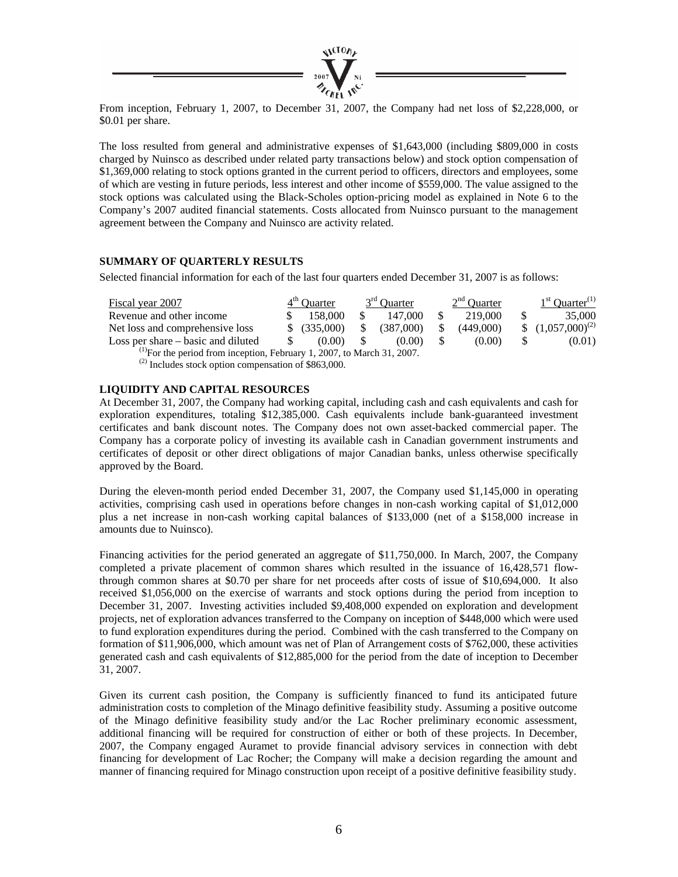From inception, February 1, 2007, to December 31, 2007, the Company had net loss of $2,228,000, or $0.01 per share.

The loss resulted from general and administrative expenses of $1,643,000 (including $809,000 in costs charged by Nuinsco as described under related party transactions below) and stock option compensation of $1,369,000 relating to stock options granted in the current period to officers, directors and employees, some of which are vesting in future periods, less interest and other income of $559,000. The value assigned to the stock options was calculated using the Black-Scholes option-pricing model as explained in Note 6 to the Company's 2007 audited financial statements. Costs allocated from Nuinsco pursuant to the management agreement between the Company and Nuinsco are activity related.

**SUMMARY OF QUARTERLY RESULTS**

Selected financial information for each of the last four quarters ended December 31, 2007 is as follows:

| Fiscal year 2007 | 4th Quarter | 3rd Quarter | 2nd Quarter | 1st Quarter(1) |
|---|---|---|---|---|
| Revenue and other income | $ 158,000 | $ 147,000 | $ 219,000 | $ 35,000 |
| Net loss and comprehensive loss | $ (335,000) | $ (387,000) | $ (449,000) | $ (1,057,000)(2) |
| Loss per share – basic and diluted | $ (0.00) | $ (0.00) | $ (0.00) | $ (0.01) |

(1) For the period from inception, February 1, 2007, to March 31, 2007.

(2) Includes stock option compensation of $863,000.

**LIQUIDITY AND CAPITAL RESOURCES**

At December 31, 2007, the Company had working capital, including cash and cash equivalents and cash for exploration expenditures, totaling $12,385,000. Cash equivalents include bank-guaranteed investment certificates and bank discount notes. The Company does not own asset-backed commercial paper. The Company has a corporate policy of investing its available cash in Canadian government instruments and certificates of deposit or other direct obligations of major Canadian banks, unless otherwise specifically approved by the Board.

During the eleven-month period ended December 31, 2007, the Company used $1,145,000 in operating activities, comprising cash used in operations before changes in non-cash working capital of $1,012,000 plus a net increase in non-cash working capital balances of $133,000 (net of a $158,000 increase in amounts due to Nuinsco).

Financing activities for the period generated an aggregate of $11,750,000. In March, 2007, the Company completed a private placement of common shares which resulted in the issuance of 16,428,571 flow-through common shares at $0.70 per share for net proceeds after costs of issue of $10,694,000. It also received $1,056,000 on the exercise of warrants and stock options during the period from inception to December 31, 2007. Investing activities included $9,408,000 expended on exploration and development projects, net of exploration advances transferred to the Company on inception of $448,000 which were used to fund exploration expenditures during the period. Combined with the cash transferred to the Company on formation of $11,906,000, which amount was net of Plan of Arrangement costs of $762,000, these activities generated cash and cash equivalents of $12,885,000 for the period from the date of inception to December 31, 2007.

Given its current cash position, the Company is sufficiently financed to fund its anticipated future administration costs to completion of the Minago definitive feasibility study. Assuming a positive outcome of the Minago definitive feasibility study and/or the Lac Rocher preliminary economic assessment, additional financing will be required for construction of either or both of these projects. In December, 2007, the Company engaged Auramet to provide financial advisory services in connection with debt financing for development of Lac Rocher; the Company will make a decision regarding the amount and manner of financing required for Minago construction upon receipt of a positive definitive feasibility study.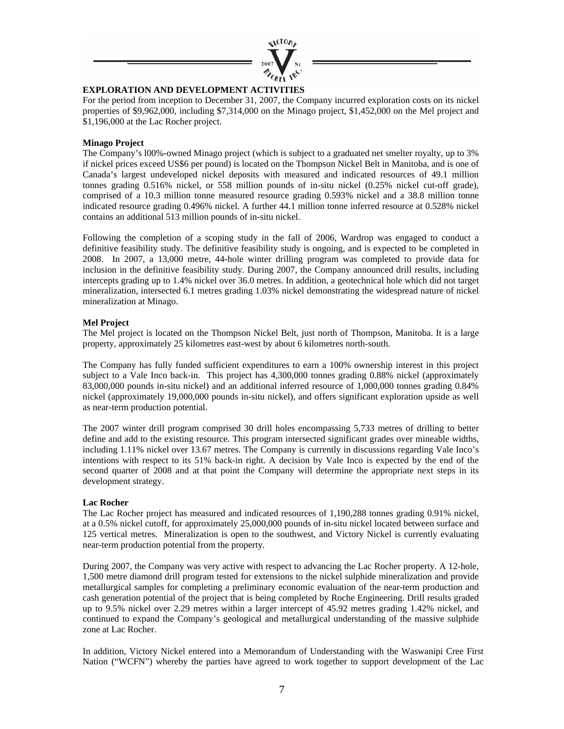## EXPLORATION AND DEVELOPMENT ACTIVITIES

For the period from inception to December 31, 2007, the Company incurred exploration costs on its nickel properties of $9,962,000, including $7,314,000 on the Minago project, $1,452,000 on the Mel project and $1,196,000 at the Lac Rocher project.

### Minago Project

The Company's l00%-owned Minago project (which is subject to a graduated net smelter royalty, up to 3% if nickel prices exceed US$6 per pound) is located on the Thompson Nickel Belt in Manitoba, and is one of Canada's largest undeveloped nickel deposits with measured and indicated resources of 49.1 million tonnes grading 0.516% nickel, or 558 million pounds of in-situ nickel (0.25% nickel cut-off grade), comprised of a 10.3 million tonne measured resource grading 0.593% nickel and a 38.8 million tonne indicated resource grading 0.496% nickel. A further 44.1 million tonne inferred resource at 0.528% nickel contains an additional 513 million pounds of in-situ nickel.

Following the completion of a scoping study in the fall of 2006, Wardrop was engaged to conduct a definitive feasibility study. The definitive feasibility study is ongoing, and is expected to be completed in 2008. In 2007, a 13,000 metre, 44-hole winter drilling program was completed to provide data for inclusion in the definitive feasibility study. During 2007, the Company announced drill results, including intercepts grading up to 1.4% nickel over 36.0 metres. In addition, a geotechnical hole which did not target mineralization, intersected 6.1 metres grading 1.03% nickel demonstrating the widespread nature of nickel mineralization at Minago.

### Mel Project

The Mel project is located on the Thompson Nickel Belt, just north of Thompson, Manitoba. It is a large property, approximately 25 kilometres east-west by about 6 kilometres north-south.

The Company has fully funded sufficient expenditures to earn a 100% ownership interest in this project subject to a Vale Inco back-in. This project has 4,300,000 tonnes grading 0.88% nickel (approximately 83,000,000 pounds in-situ nickel) and an additional inferred resource of 1,000,000 tonnes grading 0.84% nickel (approximately 19,000,000 pounds in-situ nickel), and offers significant exploration upside as well as near-term production potential.

The 2007 winter drill program comprised 30 drill holes encompassing 5,733 metres of drilling to better define and add to the existing resource. This program intersected significant grades over mineable widths, including 1.11% nickel over 13.67 metres. The Company is currently in discussions regarding Vale Inco's intentions with respect to its 51% back-in right. A decision by Vale Inco is expected by the end of the second quarter of 2008 and at that point the Company will determine the appropriate next steps in its development strategy.

### Lac Rocher

The Lac Rocher project has measured and indicated resources of 1,190,288 tonnes grading 0.91% nickel, at a 0.5% nickel cutoff, for approximately 25,000,000 pounds of in-situ nickel located between surface and 125 vertical metres. Mineralization is open to the southwest, and Victory Nickel is currently evaluating near-term production potential from the property.

During 2007, the Company was very active with respect to advancing the Lac Rocher property. A 12-hole, 1,500 metre diamond drill program tested for extensions to the nickel sulphide mineralization and provide metallurgical samples for completing a preliminary economic evaluation of the near-term production and cash generation potential of the project that is being completed by Roche Engineering. Drill results graded up to 9.5% nickel over 2.29 metres within a larger intercept of 45.92 metres grading 1.42% nickel, and continued to expand the Company's geological and metallurgical understanding of the massive sulphide zone at Lac Rocher.

In addition, Victory Nickel entered into a Memorandum of Understanding with the Waswanipi Cree First Nation ("WCFN") whereby the parties have agreed to work together to support development of the Lac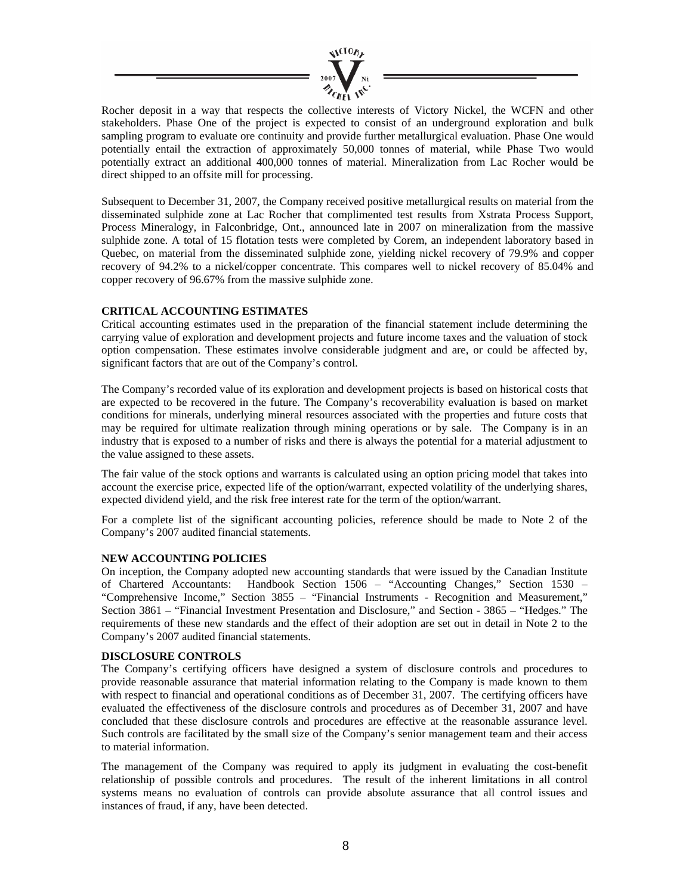Rocher deposit in a way that respects the collective interests of Victory Nickel, the WCFN and other stakeholders. Phase One of the project is expected to consist of an underground exploration and bulk sampling program to evaluate ore continuity and provide further metallurgical evaluation. Phase One would potentially entail the extraction of approximately 50,000 tonnes of material, while Phase Two would potentially extract an additional 400,000 tonnes of material. Mineralization from Lac Rocher would be direct shipped to an offsite mill for processing.

Subsequent to December 31, 2007, the Company received positive metallurgical results on material from the disseminated sulphide zone at Lac Rocher that complimented test results from Xstrata Process Support, Process Mineralogy, in Falconbridge, Ont., announced late in 2007 on mineralization from the massive sulphide zone. A total of 15 flotation tests were completed by Corem, an independent laboratory based in Quebec, on material from the disseminated sulphide zone, yielding nickel recovery of 79.9% and copper recovery of 94.2% to a nickel/copper concentrate. This compares well to nickel recovery of 85.04% and copper recovery of 96.67% from the massive sulphide zone.

**CRITICAL ACCOUNTING ESTIMATES**

Critical accounting estimates used in the preparation of the financial statement include determining the carrying value of exploration and development projects and future income taxes and the valuation of stock option compensation. These estimates involve considerable judgment and are, or could be affected by, significant factors that are out of the Company's control.

The Company's recorded value of its exploration and development projects is based on historical costs that are expected to be recovered in the future. The Company's recoverability evaluation is based on market conditions for minerals, underlying mineral resources associated with the properties and future costs that may be required for ultimate realization through mining operations or by sale. The Company is in an industry that is exposed to a number of risks and there is always the potential for a material adjustment to the value assigned to these assets.

The fair value of the stock options and warrants is calculated using an option pricing model that takes into account the exercise price, expected life of the option/warrant, expected volatility of the underlying shares, expected dividend yield, and the risk free interest rate for the term of the option/warrant.

For a complete list of the significant accounting policies, reference should be made to Note 2 of the Company's 2007 audited financial statements.

**NEW ACCOUNTING POLICIES**

On inception, the Company adopted new accounting standards that were issued by the Canadian Institute of Chartered Accountants: Handbook Section 1506 – "Accounting Changes," Section 1530 – "Comprehensive Income," Section 3855 – "Financial Instruments - Recognition and Measurement," Section 3861 – "Financial Investment Presentation and Disclosure," and Section - 3865 – "Hedges." The requirements of these new standards and the effect of their adoption are set out in detail in Note 2 to the Company's 2007 audited financial statements.

**DISCLOSURE CONTROLS**

The Company's certifying officers have designed a system of disclosure controls and procedures to provide reasonable assurance that material information relating to the Company is made known to them with respect to financial and operational conditions as of December 31, 2007. The certifying officers have evaluated the effectiveness of the disclosure controls and procedures as of December 31, 2007 and have concluded that these disclosure controls and procedures are effective at the reasonable assurance level. Such controls are facilitated by the small size of the Company's senior management team and their access to material information.

The management of the Company was required to apply its judgment in evaluating the cost-benefit relationship of possible controls and procedures. The result of the inherent limitations in all control systems means no evaluation of controls can provide absolute assurance that all control issues and instances of fraud, if any, have been detected.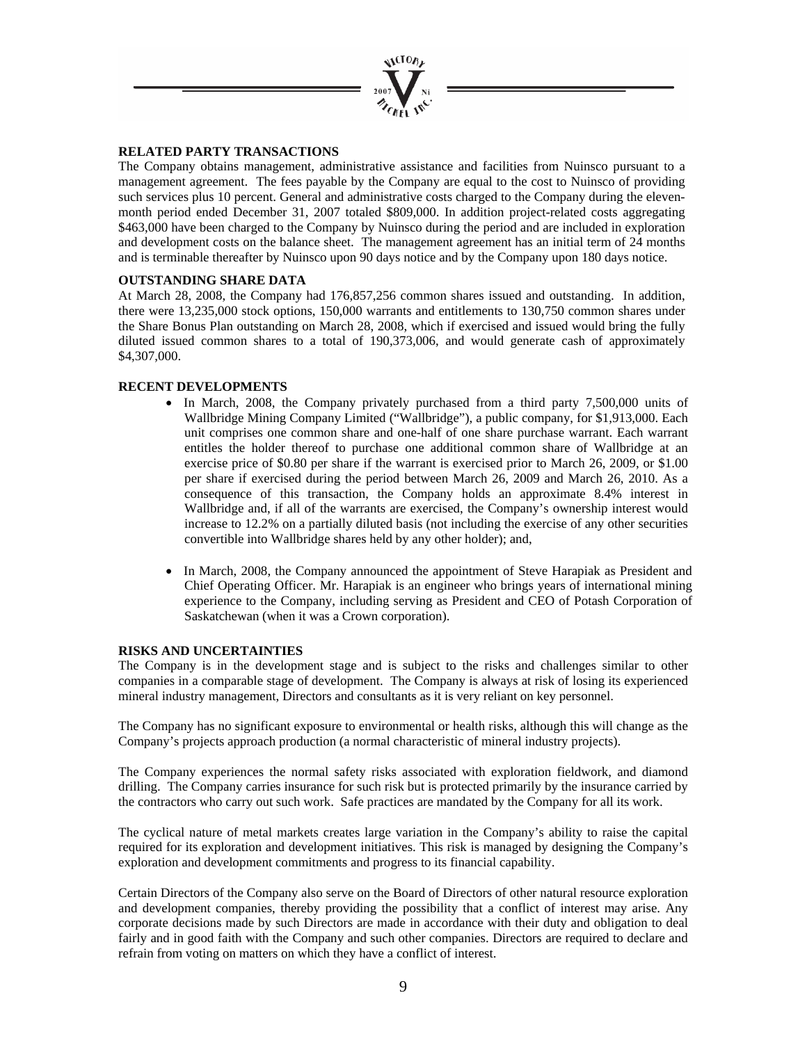## RELATED PARTY TRANSACTIONS

The Company obtains management, administrative assistance and facilities from Nuinsco pursuant to a management agreement. The fees payable by the Company are equal to the cost to Nuinsco of providing such services plus 10 percent. General and administrative costs charged to the Company during the eleven-month period ended December 31, 2007 totaled $809,000. In addition project-related costs aggregating $463,000 have been charged to the Company by Nuinsco during the period and are included in exploration and development costs on the balance sheet. The management agreement has an initial term of 24 months and is terminable thereafter by Nuinsco upon 90 days notice and by the Company upon 180 days notice.

## OUTSTANDING SHARE DATA

At March 28, 2008, the Company had 176,857,256 common shares issued and outstanding. In addition, there were 13,235,000 stock options, 150,000 warrants and entitlements to 130,750 common shares under the Share Bonus Plan outstanding on March 28, 2008, which if exercised and issued would bring the fully diluted issued common shares to a total of 190,373,006, and would generate cash of approximately $4,307,000.

## RECENT DEVELOPMENTS

- In March, 2008, the Company privately purchased from a third party 7,500,000 units of Wallbridge Mining Company Limited ("Wallbridge"), a public company, for $1,913,000. Each unit comprises one common share and one-half of one share purchase warrant. Each warrant entitles the holder thereof to purchase one additional common share of Wallbridge at an exercise price of $0.80 per share if the warrant is exercised prior to March 26, 2009, or $1.00 per share if exercised during the period between March 26, 2009 and March 26, 2010. As a consequence of this transaction, the Company holds an approximate 8.4% interest in Wallbridge and, if all of the warrants are exercised, the Company's ownership interest would increase to 12.2% on a partially diluted basis (not including the exercise of any other securities convertible into Wallbridge shares held by any other holder); and,

- In March, 2008, the Company announced the appointment of Steve Harapiak as President and Chief Operating Officer. Mr. Harapiak is an engineer who brings years of international mining experience to the Company, including serving as President and CEO of Potash Corporation of Saskatchewan (when it was a Crown corporation).

## RISKS AND UNCERTAINTIES

The Company is in the development stage and is subject to the risks and challenges similar to other companies in a comparable stage of development. The Company is always at risk of losing its experienced mineral industry management, Directors and consultants as it is very reliant on key personnel.

The Company has no significant exposure to environmental or health risks, although this will change as the Company's projects approach production (a normal characteristic of mineral industry projects).

The Company experiences the normal safety risks associated with exploration fieldwork, and diamond drilling. The Company carries insurance for such risk but is protected primarily by the insurance carried by the contractors who carry out such work. Safe practices are mandated by the Company for all its work.

The cyclical nature of metal markets creates large variation in the Company's ability to raise the capital required for its exploration and development initiatives. This risk is managed by designing the Company's exploration and development commitments and progress to its financial capability.

Certain Directors of the Company also serve on the Board of Directors of other natural resource exploration and development companies, thereby providing the possibility that a conflict of interest may arise. Any corporate decisions made by such Directors are made in accordance with their duty and obligation to deal fairly and in good faith with the Company and such other companies. Directors are required to declare and refrain from voting on matters on which they have a conflict of interest.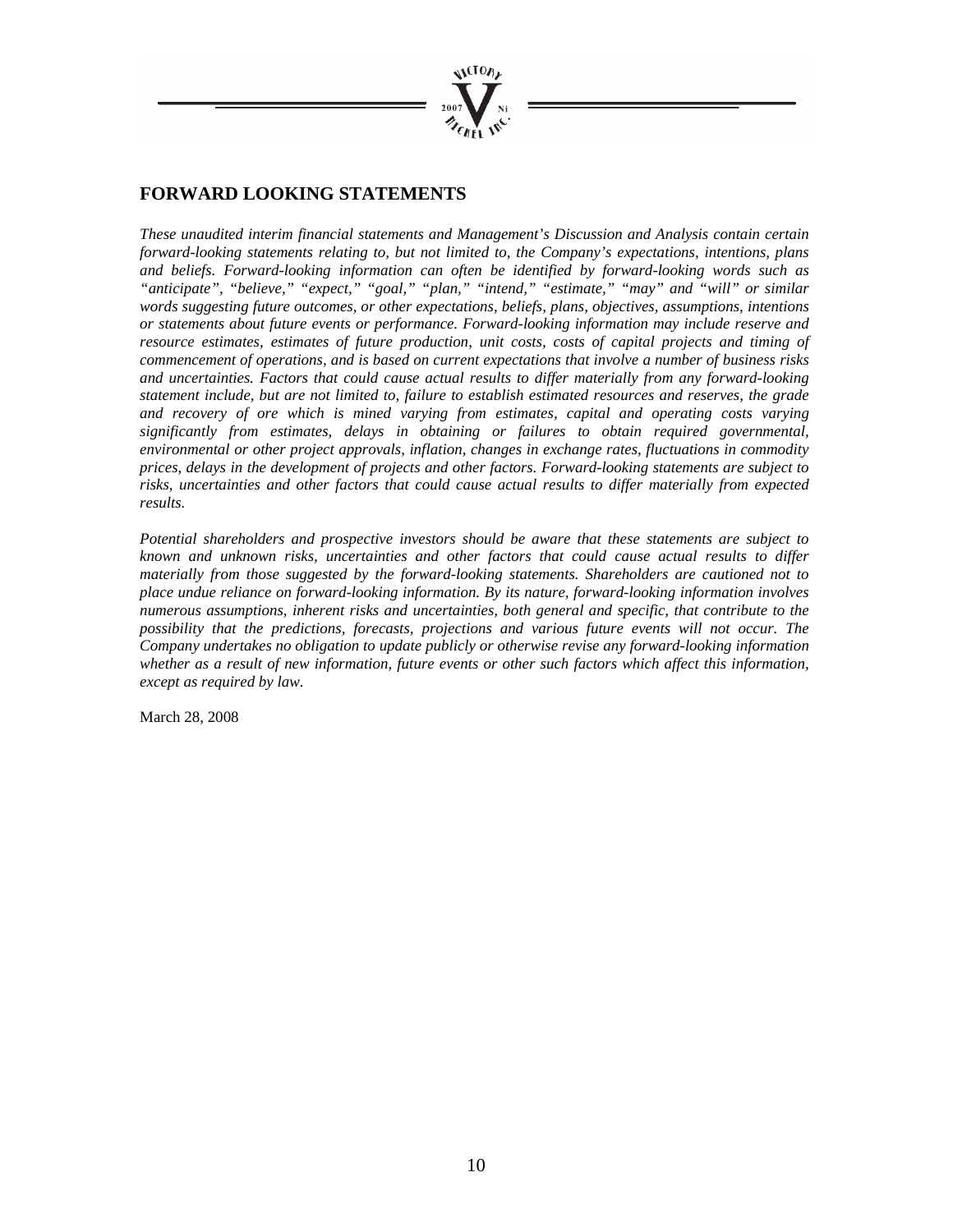## FORWARD LOOKING STATEMENTS

*These unaudited interim financial statements and Management's Discussion and Analysis contain certain forward-looking statements relating to, but not limited to, the Company's expectations, intentions, plans and beliefs. Forward-looking information can often be identified by forward-looking words such as "anticipate", "believe," "expect," "goal," "plan," "intend," "estimate," "may" and "will" or similar words suggesting future outcomes, or other expectations, beliefs, plans, objectives, assumptions, intentions or statements about future events or performance. Forward-looking information may include reserve and resource estimates, estimates of future production, unit costs, costs of capital projects and timing of commencement of operations, and is based on current expectations that involve a number of business risks and uncertainties. Factors that could cause actual results to differ materially from any forward-looking statement include, but are not limited to, failure to establish estimated resources and reserves, the grade and recovery of ore which is mined varying from estimates, capital and operating costs varying significantly from estimates, delays in obtaining or failures to obtain required governmental, environmental or other project approvals, inflation, changes in exchange rates, fluctuations in commodity prices, delays in the development of projects and other factors. Forward-looking statements are subject to risks, uncertainties and other factors that could cause actual results to differ materially from expected results.*

*Potential shareholders and prospective investors should be aware that these statements are subject to known and unknown risks, uncertainties and other factors that could cause actual results to differ materially from those suggested by the forward-looking statements. Shareholders are cautioned not to place undue reliance on forward-looking information. By its nature, forward-looking information involves numerous assumptions, inherent risks and uncertainties, both general and specific, that contribute to the possibility that the predictions, forecasts, projections and various future events will not occur. The Company undertakes no obligation to update publicly or otherwise revise any forward-looking information whether as a result of new information, future events or other such factors which affect this information, except as required by law.*

March 28, 2008